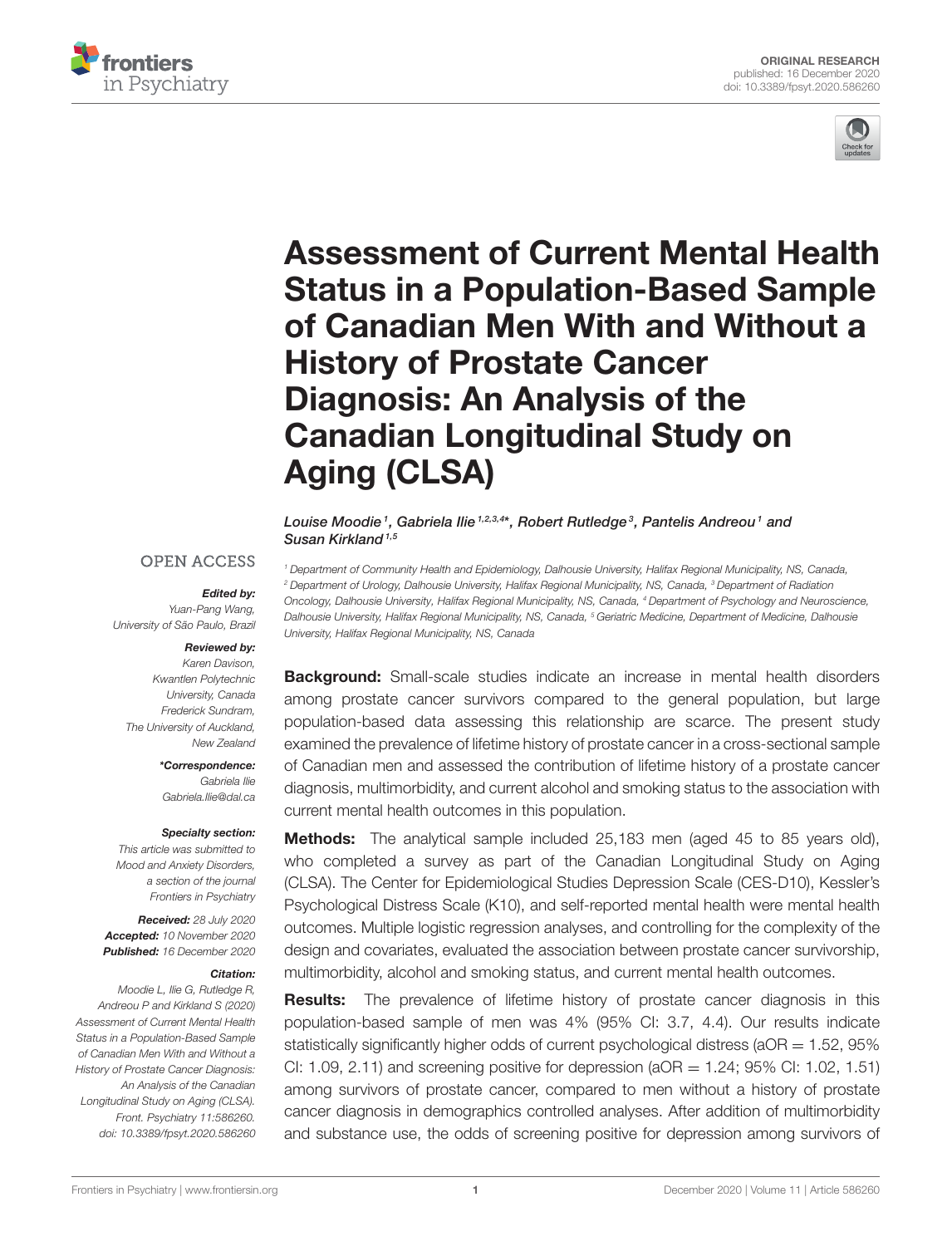ORIGINAL RESEARCH
published: 16 December 2020
doi: 10.3389/fpsyt.2020.586260

# Assessment of Current Mental Health Status in a Population-Based Sample of Canadian Men With and Without a History of Prostate Cancer Diagnosis: An Analysis of the Canadian Longitudinal Study on Aging (CLSA)

*Louise Moodie[1], Gabriela Ilie[1,2,3,4]*, Robert Rutledge[3], Pantelis Andreou[1] and Susan Kirkland[1,5]*

[1] Department of Community Health and Epidemiology, Dalhousie University, Halifax Regional Municipality, NS, Canada, [2] Department of Urology, Dalhousie University, Halifax Regional Municipality, NS, Canada, [3] Department of Radiation Oncology, Dalhousie University, Halifax Regional Municipality, NS, Canada, [4] Department of Psychology and Neuroscience, Dalhousie University, Halifax Regional Municipality, NS, Canada, [5] Geriatric Medicine, Department of Medicine, Dalhousie University, Halifax Regional Municipality, NS, Canada

OPEN ACCESS

***Edited by:***
*Yuan-Pang Wang, University of São Paulo, Brazil*

***Reviewed by:***
*Karen Davison, Kwantlen Polytechnic University, Canada*
*Frederick Sundram, The University of Auckland, New Zealand*

***\*Correspondence:***
*Gabriela Ilie*
*Gabriela.Ilie@dal.ca*

***Specialty section:***
*This article was submitted to Mood and Anxiety Disorders, a section of the journal Frontiers in Psychiatry*

***Received:*** *28 July 2020*
***Accepted:*** *10 November 2020*
***Published:*** *16 December 2020*

***Citation:***
*Moodie L, Ilie G, Rutledge R, Andreou P and Kirkland S (2020) Assessment of Current Mental Health Status in a Population-Based Sample of Canadian Men With and Without a History of Prostate Cancer Diagnosis: An Analysis of the Canadian Longitudinal Study on Aging (CLSA). Front. Psychiatry 11:586260. doi: 10.3389/fpsyt.2020.586260*

**Background:** Small-scale studies indicate an increase in mental health disorders among prostate cancer survivors compared to the general population, but large population-based data assessing this relationship are scarce. The present study examined the prevalence of lifetime history of prostate cancer in a cross-sectional sample of Canadian men and assessed the contribution of lifetime history of a prostate cancer diagnosis, multimorbidity, and current alcohol and smoking status to the association with current mental health outcomes in this population.

**Methods:** The analytical sample included 25,183 men (aged 45 to 85 years old), who completed a survey as part of the Canadian Longitudinal Study on Aging (CLSA). The Center for Epidemiological Studies Depression Scale (CES-D10), Kessler's Psychological Distress Scale (K10), and self-reported mental health were mental health outcomes. Multiple logistic regression analyses, and controlling for the complexity of the design and covariates, evaluated the association between prostate cancer survivorship, multimorbidity, alcohol and smoking status, and current mental health outcomes.

**Results:** The prevalence of lifetime history of prostate cancer diagnosis in this population-based sample of men was 4% (95% CI: 3.7, 4.4). Our results indicate statistically significantly higher odds of current psychological distress (aOR = 1.52, 95% CI: 1.09, 2.11) and screening positive for depression (aOR = 1.24; 95% CI: 1.02, 1.51) among survivors of prostate cancer, compared to men without a history of prostate cancer diagnosis in demographics controlled analyses. After addition of multimorbidity and substance use, the odds of screening positive for depression among survivors of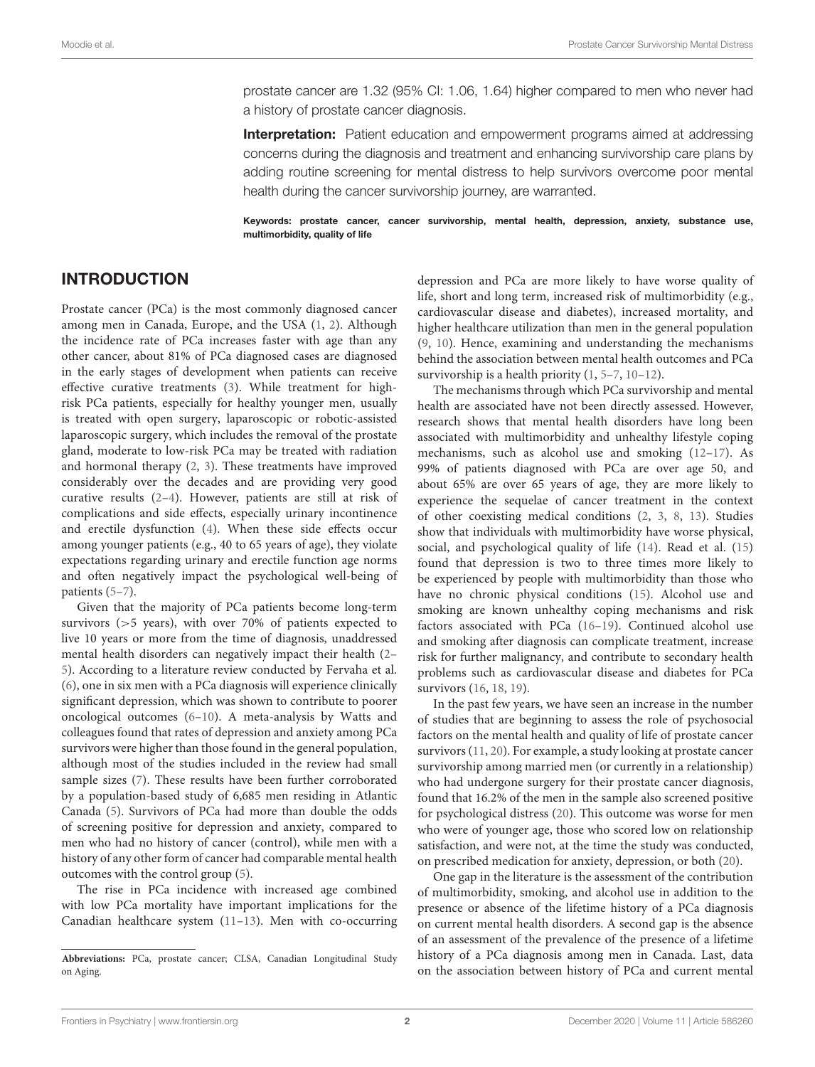prostate cancer are 1.32 (95% CI: 1.06, 1.64) higher compared to men who never had a history of prostate cancer diagnosis.

**Interpretation:** Patient education and empowerment programs aimed at addressing concerns during the diagnosis and treatment and enhancing survivorship care plans by adding routine screening for mental distress to help survivors overcome poor mental health during the cancer survivorship journey, are warranted.

**Keywords: prostate cancer, cancer survivorship, mental health, depression, anxiety, substance use, multimorbidity, quality of life**

## INTRODUCTION

Prostate cancer (PCa) is the most commonly diagnosed cancer among men in Canada, Europe, and the USA (1, 2). Although the incidence rate of PCa increases faster with age than any other cancer, about 81% of PCa diagnosed cases are diagnosed in the early stages of development when patients can receive effective curative treatments (3). While treatment for high-risk PCa patients, especially for healthy younger men, usually is treated with open surgery, laparoscopic or robotic-assisted laparoscopic surgery, which includes the removal of the prostate gland, moderate to low-risk PCa may be treated with radiation and hormonal therapy (2, 3). These treatments have improved considerably over the decades and are providing very good curative results (2–4). However, patients are still at risk of complications and side effects, especially urinary incontinence and erectile dysfunction (4). When these side effects occur among younger patients (e.g., 40 to 65 years of age), they violate expectations regarding urinary and erectile function age norms and often negatively impact the psychological well-being of patients (5–7).

Given that the majority of PCa patients become long-term survivors (>5 years), with over 70% of patients expected to live 10 years or more from the time of diagnosis, unaddressed mental health disorders can negatively impact their health (2–5). According to a literature review conducted by Fervaha et al. (6), one in six men with a PCa diagnosis will experience clinically significant depression, which was shown to contribute to poorer oncological outcomes (6–10). A meta-analysis by Watts and colleagues found that rates of depression and anxiety among PCa survivors were higher than those found in the general population, although most of the studies included in the review had small sample sizes (7). These results have been further corroborated by a population-based study of 6,685 men residing in Atlantic Canada (5). Survivors of PCa had more than double the odds of screening positive for depression and anxiety, compared to men who had no history of cancer (control), while men with a history of any other form of cancer had comparable mental health outcomes with the control group (5).

The rise in PCa incidence with increased age combined with low PCa mortality have important implications for the Canadian healthcare system (11–13). Men with co-occurring depression and PCa are more likely to have worse quality of life, short and long term, increased risk of multimorbidity (e.g., cardiovascular disease and diabetes), increased mortality, and higher healthcare utilization than men in the general population (9, 10). Hence, examining and understanding the mechanisms behind the association between mental health outcomes and PCa survivorship is a health priority (1, 5–7, 10–12).

The mechanisms through which PCa survivorship and mental health are associated have not been directly assessed. However, research shows that mental health disorders have long been associated with multimorbidity and unhealthy lifestyle coping mechanisms, such as alcohol use and smoking (12–17). As 99% of patients diagnosed with PCa are over age 50, and about 65% are over 65 years of age, they are more likely to experience the sequelae of cancer treatment in the context of other coexisting medical conditions (2, 3, 8, 13). Studies show that individuals with multimorbidity have worse physical, social, and psychological quality of life (14). Read et al. (15) found that depression is two to three times more likely to be experienced by people with multimorbidity than those who have no chronic physical conditions (15). Alcohol use and smoking are known unhealthy coping mechanisms and risk factors associated with PCa (16–19). Continued alcohol use and smoking after diagnosis can complicate treatment, increase risk for further malignancy, and contribute to secondary health problems such as cardiovascular disease and diabetes for PCa survivors (16, 18, 19).

In the past few years, we have seen an increase in the number of studies that are beginning to assess the role of psychosocial factors on the mental health and quality of life of prostate cancer survivors (11, 20). For example, a study looking at prostate cancer survivorship among married men (or currently in a relationship) who had undergone surgery for their prostate cancer diagnosis, found that 16.2% of the men in the sample also screened positive for psychological distress (20). This outcome was worse for men who were of younger age, those who scored low on relationship satisfaction, and were not, at the time the study was conducted, on prescribed medication for anxiety, depression, or both (20).

One gap in the literature is the assessment of the contribution of multimorbidity, smoking, and alcohol use in addition to the presence or absence of the lifetime history of a PCa diagnosis on current mental health disorders. A second gap is the absence of an assessment of the prevalence of the presence of a lifetime history of a PCa diagnosis among men in Canada. Last, data on the association between history of PCa and current mental

**Abbreviations:** PCa, prostate cancer; CLSA, Canadian Longitudinal Study on Aging.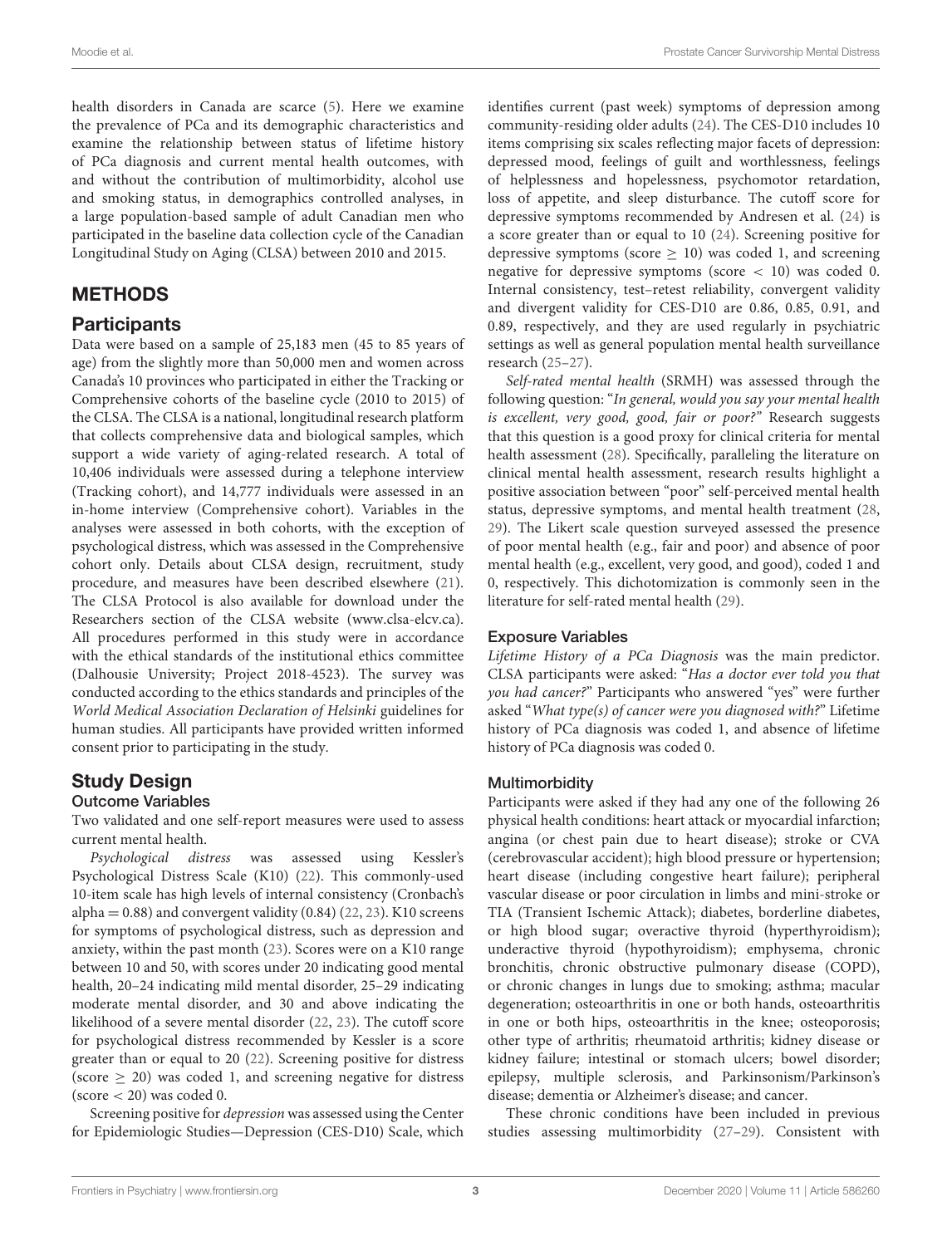health disorders in Canada are scarce (5). Here we examine the prevalence of PCa and its demographic characteristics and examine the relationship between status of lifetime history of PCa diagnosis and current mental health outcomes, with and without the contribution of multimorbidity, alcohol use and smoking status, in demographics controlled analyses, in a large population-based sample of adult Canadian men who participated in the baseline data collection cycle of the Canadian Longitudinal Study on Aging (CLSA) between 2010 and 2015.

## METHODS

### Participants

Data were based on a sample of 25,183 men (45 to 85 years of age) from the slightly more than 50,000 men and women across Canada's 10 provinces who participated in either the Tracking or Comprehensive cohorts of the baseline cycle (2010 to 2015) of the CLSA. The CLSA is a national, longitudinal research platform that collects comprehensive data and biological samples, which support a wide variety of aging-related research. A total of 10,406 individuals were assessed during a telephone interview (Tracking cohort), and 14,777 individuals were assessed in an in-home interview (Comprehensive cohort). Variables in the analyses were assessed in both cohorts, with the exception of psychological distress, which was assessed in the Comprehensive cohort only. Details about CLSA design, recruitment, study procedure, and measures have been described elsewhere (21). The CLSA Protocol is also available for download under the Researchers section of the CLSA website (www.clsa-elcv.ca). All procedures performed in this study were in accordance with the ethical standards of the institutional ethics committee (Dalhousie University; Project 2018-4523). The survey was conducted according to the ethics standards and principles of the *World Medical Association Declaration of Helsinki* guidelines for human studies. All participants have provided written informed consent prior to participating in the study.

### Study Design

#### Outcome Variables

Two validated and one self-report measures were used to assess current mental health.

*Psychological distress* was assessed using Kessler's Psychological Distress Scale (K10) (22). This commonly-used 10-item scale has high levels of internal consistency (Cronbach's alpha = 0.88) and convergent validity (0.84) (22, 23). K10 screens for symptoms of psychological distress, such as depression and anxiety, within the past month (23). Scores were on a K10 range between 10 and 50, with scores under 20 indicating good mental health, 20–24 indicating mild mental disorder, 25–29 indicating moderate mental disorder, and 30 and above indicating the likelihood of a severe mental disorder (22, 23). The cutoff score for psychological distress recommended by Kessler is a score greater than or equal to 20 (22). Screening positive for distress (score $\geq$ 20) was coded 1, and screening negative for distress (score $<$ 20) was coded 0.

Screening positive for *depression* was assessed using the Center for Epidemiologic Studies—Depression (CES-D10) Scale, which identifies current (past week) symptoms of depression among community-residing older adults (24). The CES-D10 includes 10 items comprising six scales reflecting major facets of depression: depressed mood, feelings of guilt and worthlessness, feelings of helplessness and hopelessness, psychomotor retardation, loss of appetite, and sleep disturbance. The cutoff score for depressive symptoms recommended by Andresen et al. (24) is a score greater than or equal to 10 (24). Screening positive for depressive symptoms (score $\geq$ 10) was coded 1, and screening negative for depressive symptoms (score $<$ 10) was coded 0. Internal consistency, test–retest reliability, convergent validity and divergent validity for CES-D10 are 0.86, 0.85, 0.91, and 0.89, respectively, and they are used regularly in psychiatric settings as well as general population mental health surveillance research (25–27).

*Self-rated mental health* (SRMH) was assessed through the following question: "*In general, would you say your mental health is excellent, very good, good, fair or poor?*" Research suggests that this question is a good proxy for clinical criteria for mental health assessment (28). Specifically, paralleling the literature on clinical mental health assessment, research results highlight a positive association between "poor" self-perceived mental health status, depressive symptoms, and mental health treatment (28, 29). The Likert scale question surveyed assessed the presence of poor mental health (e.g., fair and poor) and absence of poor mental health (e.g., excellent, very good, and good), coded 1 and 0, respectively. This dichotomization is commonly seen in the literature for self-rated mental health (29).

#### Exposure Variables

*Lifetime History of a PCa Diagnosis* was the main predictor. CLSA participants were asked: "*Has a doctor ever told you that you had cancer?*" Participants who answered "yes" were further asked "*What type(s) of cancer were you diagnosed with?*" Lifetime history of PCa diagnosis was coded 1, and absence of lifetime history of PCa diagnosis was coded 0.

#### Multimorbidity

Participants were asked if they had any one of the following 26 physical health conditions: heart attack or myocardial infarction; angina (or chest pain due to heart disease); stroke or CVA (cerebrovascular accident); high blood pressure or hypertension; heart disease (including congestive heart failure); peripheral vascular disease or poor circulation in limbs and mini-stroke or TIA (Transient Ischemic Attack); diabetes, borderline diabetes, or high blood sugar; overactive thyroid (hyperthyroidism); underactive thyroid (hypothyroidism); emphysema, chronic bronchitis, chronic obstructive pulmonary disease (COPD), or chronic changes in lungs due to smoking; asthma; macular degeneration; osteoarthritis in one or both hands, osteoarthritis in one or both hips, osteoarthritis in the knee; osteoporosis; other type of arthritis; rheumatoid arthritis; kidney disease or kidney failure; intestinal or stomach ulcers; bowel disorder; epilepsy, multiple sclerosis, and Parkinsonism/Parkinson's disease; dementia or Alzheimer's disease; and cancer.

These chronic conditions have been included in previous studies assessing multimorbidity (27–29). Consistent with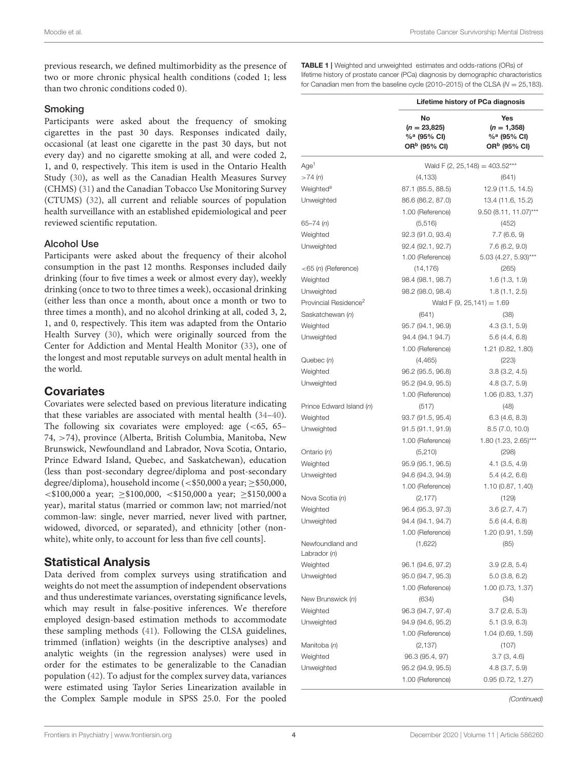previous research, we defined multimorbidity as the presence of two or more chronic physical health conditions (coded 1; less than two chronic conditions coded 0).

### Smoking

Participants were asked about the frequency of smoking cigarettes in the past 30 days. Responses indicated daily, occasional (at least one cigarette in the past 30 days, but not every day) and no cigarette smoking at all, and were coded 2, 1, and 0, respectively. This item is used in the Ontario Health Study (30), as well as the Canadian Health Measures Survey (CHMS) (31) and the Canadian Tobacco Use Monitoring Survey (CTUMS) (32), all current and reliable sources of population health surveillance with an established epidemiological and peer reviewed scientific reputation.

### Alcohol Use

Participants were asked about the frequency of their alcohol consumption in the past 12 months. Responses included daily drinking (four to five times a week or almost every day), weekly drinking (once to two to three times a week), occasional drinking (either less than once a month, about once a month or two to three times a month), and no alcohol drinking at all, coded 3, 2, 1, and 0, respectively. This item was adapted from the Ontario Health Survey (30), which were originally sourced from the Center for Addiction and Mental Health Monitor (33), one of the longest and most reputable surveys on adult mental health in the world.

## Covariates

Covariates were selected based on previous literature indicating that these variables are associated with mental health (34–40). The following six covariates were employed: age (<65, 65–74, >74), province (Alberta, British Columbia, Manitoba, New Brunswick, Newfoundland and Labrador, Nova Scotia, Ontario, Prince Edward Island, Quebec, and Saskatchewan), education (less than post-secondary degree/diploma and post-secondary degree/diploma), household income (<\$50,000 a year; ≥\$50,000, <\$100,000 a year; ≥\$100,000, <\$150,000 a year; ≥\$150,000 a year), marital status (married or common law; not married/not common-law: single, never married, never lived with partner, widowed, divorced, or separated), and ethnicity [other (non-white), white only, to account for less than five cell counts].

## Statistical Analysis

Data derived from complex surveys using stratification and weights do not meet the assumption of independent observations and thus underestimate variances, overstating significance levels, which may result in false-positive inferences. We therefore employed design-based estimation methods to accommodate these sampling methods (41). Following the CLSA guidelines, trimmed (inflation) weights (in the descriptive analyses) and analytic weights (in the regression analyses) were used in order for the estimates to be generalizable to the Canadian population (42). To adjust for the complex survey data, variances were estimated using Taylor Series Linearization available in the Complex Sample module in SPSS 25.0. For the pooled

**TABLE 1** | Weighted and unweighted estimates and odds-rations (ORs) of lifetime history of prostate cancer (PCa) diagnosis by demographic characteristics for Canadian men from the baseline cycle (2010–2015) of the CLSA ($N = 25,183$).

| | Lifetime history of PCa diagnosis | |
|---|---|---|
| | No ($n = 23,825$) %[a] (95% CI) OR[b] (95% CI) | Yes ($n = 1,358$) %[a] (95% CI) OR[b] (95% CI) |
| Age[1] | Wald F (2, 25,148) = 403.52*** | |
| >74 (n) | (4,133) | (641) |
| Weighted[a] | 87.1 (85.5, 88.5) | 12.9 (11.5, 14.5) |
| Unweighted | 86.6 (86.2, 87.0) | 13.4 (11.6, 15.2) |
| | 1.00 (Reference) | 9.50 (8.11, 11.07)*** |
| 65–74 (n) | (5,516) | (452) |
| Weighted | 92.3 (91.0, 93.4) | 7.7 (6.6, 9) |
| Unweighted | 92.4 (92.1, 92.7) | 7.6 (6.2, 9.0) |
| | 1.00 (Reference) | 5.03 (4.27, 5.93)*** |
| <65 (n) (Reference) | (14,176) | (265) |
| Weighted | 98.4 (98.1, 98.7) | 1.6 (1.3, 1.9) |
| Unweighted | 98.2 (98.0, 98.4) | 1.8 (1.1, 2.5) |
| Provincial Residence[2] | Wald F (9, 25,141) = 1.69 | |
| Saskatchewan (n) | (641) | (38) |
| Weighted | 95.7 (94.1, 96.9) | 4.3 (3.1, 5.9) |
| Unweighted | 94.4 (94.1 94.7) | 5.6 (4.4, 6.8) |
| | 1.00 (Reference) | 1.21 (0.82, 1.80) |
| Quebec (n) | (4,465) | (223) |
| Weighted | 96.2 (95.5, 96.8) | 3.8 (3.2, 4.5) |
| Unweighted | 95.2 (94.9, 95.5) | 4.8 (3.7, 5.9) |
| | 1.00 (Reference) | 1.06 (0.83, 1.37) |
| Prince Edward Island (n) | (517) | (48) |
| Weighted | 93.7 (91.5, 95.4) | 6.3 (4.6, 8.3) |
| Unweighted | 91.5 (91.1, 91.9) | 8.5 (7.0, 10.0) |
| | 1.00 (Reference) | 1.80 (1.23, 2.65)*** |
| Ontario (n) | (5,210) | (298) |
| Weighted | 95.9 (95.1, 96.5) | 4.1 (3.5, 4.9) |
| Unweighted | 94.6 (94.3, 94.9) | 5.4 (4.2, 6.6) |
| | 1.00 (Reference) | 1.10 (0.87, 1.40) |
| Nova Scotia (n) | (2,177) | (129) |
| Weighted | 96.4 (95.3, 97.3) | 3.6 (2.7, 4.7) |
| Unweighted | 94.4 (94.1, 94.7) | 5.6 (4.4, 6.8) |
| | 1.00 (Reference) | 1.20 (0.91, 1.59) |
| Newfoundland and Labrador (n) | (1,622) | (85) |
| Weighted | 96.1 (94.6, 97.2) | 3.9 (2.8, 5.4) |
| Unweighted | 95.0 (94.7, 95.3) | 5.0 (3.8, 6.2) |
| | 1.00 (Reference) | 1.00 (0.73, 1.37) |
| New Brunswick (n) | (634) | (34) |
| Weighted | 96.3 (94.7, 97.4) | 3.7 (2.6, 5.3) |
| Unweighted | 94.9 (94.6, 95.2) | 5.1 (3.9, 6.3) |
| | 1.00 (Reference) | 1.04 (0.69, 1.59) |
| Manitoba (n) | (2,137) | (107) |
| Weighted | 96.3 (95.4, 97) | 3.7 (3, 4.6) |
| Unweighted | 95.2 (94.9, 95.5) | 4.8 (3.7, 5.9) |
| | 1.00 (Reference) | 0.95 (0.72, 1.27) |

*(Continued)*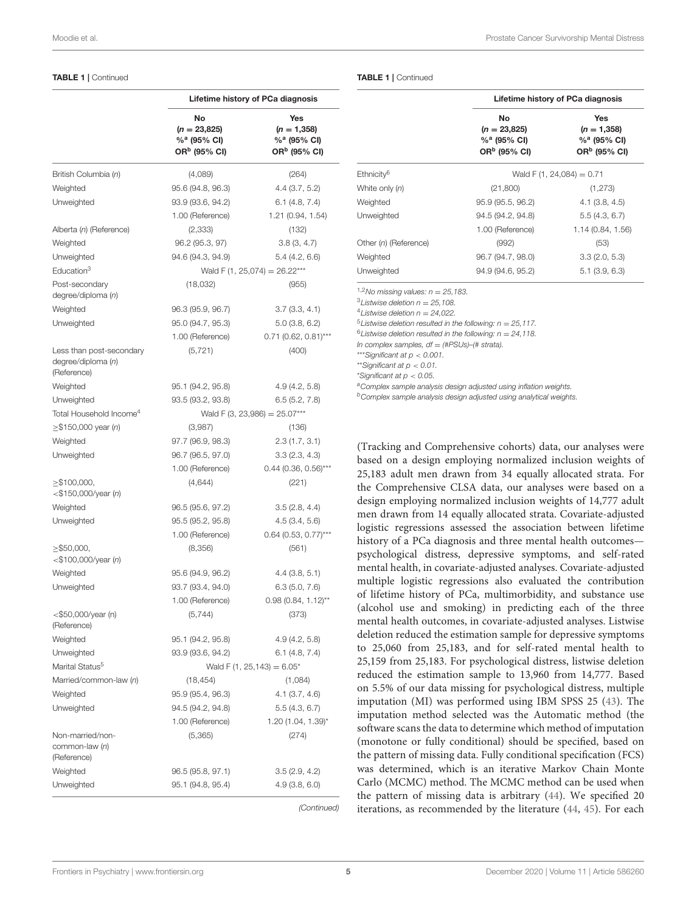**TABLE 1** | Continued

| | Lifetime history of PCa diagnosis | |
|---|---|---|
| | No ($n$ = 23,825) %[a] (95% CI) OR[b] (95% CI) | Yes ($n$ = 1,358) %[a] (95% CI) OR[b] (95% CI) |
| British Columbia ($n$) | (4,089) | (264) |
| Weighted | 95.6 (94.8, 96.3) | 4.4 (3.7, 5.2) |
| Unweighted | 93.9 (93.6, 94.2) | 6.1 (4.8, 7.4) |
| | 1.00 (Reference) | 1.21 (0.94, 1.54) |
| Alberta ($n$) (Reference) | (2,333) | (132) |
| Weighted | 96.2 (95.3, 97) | 3.8 (3, 4.7) |
| Unweighted | 94.6 (94.3, 94.9) | 5.4 (4.2, 6.6) |
| Education[3] | Wald F (1, 25,074) = 26.22*** | |
| Post-secondary degree/diploma ($n$) | (18,032) | (955) |
| Weighted | 96.3 (95.9, 96.7) | 3.7 (3.3, 4.1) |
| Unweighted | 95.0 (94.7, 95.3) | 5.0 (3.8, 6.2) |
| | 1.00 (Reference) | 0.71 (0.62, 0.81)*** |
| Less than post-secondary degree/diploma ($n$) (Reference) | (5,721) | (400) |
| Weighted | 95.1 (94.2, 95.8) | 4.9 (4.2, 5.8) |
| Unweighted | 93.5 (93.2, 93.8) | 6.5 (5.2, 7.8) |
| Total Household Income[4] | Wald F (3, 23,986) = 25.07*** | |
| ≥$150,000 year ($n$) | (3,987) | (136) |
| Weighted | 97.7 (96.9, 98.3) | 2.3 (1.7, 3.1) |
| Unweighted | 96.7 (96.5, 97.0) | 3.3 (2.3, 4.3) |
| | 1.00 (Reference) | 0.44 (0.36, 0.56)*** |
| ≥$100,000, <$150,000/year ($n$) | (4,644) | (221) |
| Weighted | 96.5 (95.6, 97.2) | 3.5 (2.8, 4.4) |
| Unweighted | 95.5 (95.2, 95.8) | 4.5 (3.4, 5.6) |
| | 1.00 (Reference) | 0.64 (0.53, 0.77)*** |
| ≥$50,000, <$100,000/year ($n$) | (8,356) | (561) |
| Weighted | 95.6 (94.9, 96.2) | 4.4 (3.8, 5.1) |
| Unweighted | 93.7 (93.4, 94.0) | 6.3 (5.0, 7.6) |
| | 1.00 (Reference) | 0.98 (0.84, 1.12)** |
| <$50,000/year (n) (Reference) | (5,744) | (373) |
| Weighted | 95.1 (94.2, 95.8) | 4.9 (4.2, 5.8) |
| Unweighted | 93.9 (93.6, 94.2) | 6.1 (4.8, 7.4) |
| Marital Status[5] | Wald F (1, 25,143) = 6.05* | |
| Married/common-law ($n$) | (18,454) | (1,084) |
| Weighted | 95.9 (95.4, 96.3) | 4.1 (3.7, 4.6) |
| Unweighted | 94.5 (94.2, 94.8) | 5.5 (4.3, 6.7) |
| | 1.00 (Reference) | 1.20 (1.04, 1.39)* |
| Non-married/non-common-law ($n$) (Reference) | (5,365) | (274) |
| Weighted | 96.5 (95.8, 97.1) | 3.5 (2.9, 4.2) |
| Unweighted | 95.1 (94.8, 95.4) | 4.9 (3.8, 6.0) |
| Ethnicity[6] | Wald F (1, 24,084) = 0.71 | |
| White only ($n$) | (21,800) | (1,273) |
| Weighted | 95.9 (95.5, 96.2) | 4.1 (3.8, 4.5) |
| Unweighted | 94.5 (94.2, 94.8) | 5.5 (4.3, 6.7) |
| | 1.00 (Reference) | 1.14 (0.84, 1.56) |
| Other ($n$) (Reference) | (992) | (53) |
| Weighted | 96.7 (94.7, 98.0) | 3.3 (2.0, 5.3) |
| Unweighted | 94.9 (94.6, 95.2) | 5.1 (3.9, 6.3) |

*[1,2]No missing values: $n$ = 25,183.*
*[3]Listwise deletion $n$ = 25,108.*
*[4]Listwise deletion $n$ = 24,022.*
*[5]Listwise deletion resulted in the following: $n$ = 25,117.*
*[6]Listwise deletion resulted in the following: $n$ = 24,118.*
*In complex samples, df = (#PSUs)–(# strata).*
*\*\*\*Significant at $p < 0.001$.*
*\*\*Significant at $p < 0.01$.*
*\*Significant at $p < 0.05$.*
*[a]Complex sample analysis design adjusted using inflation weights.*
*[b]Complex sample analysis design adjusted using analytical weights.*

(Tracking and Comprehensive cohorts) data, our analyses were based on a design employing normalized inclusion weights of 25,183 adult men drawn from 34 equally allocated strata. For the Comprehensive CLSA data, our analyses were based on a design employing normalized inclusion weights of 14,777 adult men drawn from 14 equally allocated strata. Covariate-adjusted logistic regressions assessed the association between lifetime history of a PCa diagnosis and three mental health outcomes—psychological distress, depressive symptoms, and self-rated mental health, in covariate-adjusted analyses. Covariate-adjusted multiple logistic regressions also evaluated the contribution of lifetime history of PCa, multimorbidity, and substance use (alcohol use and smoking) in predicting each of the three mental health outcomes, in covariate-adjusted analyses. Listwise deletion reduced the estimation sample for depressive symptoms to 25,060 from 25,183, and for self-rated mental health to 25,159 from 25,183. For psychological distress, listwise deletion reduced the estimation sample to 13,960 from 14,777. Based on 5.5% of our data missing for psychological distress, multiple imputation (MI) was performed using IBM SPSS 25 (43). The imputation method selected was the Automatic method (the software scans the data to determine which method of imputation (monotone or fully conditional) should be specified, based on the pattern of missing data. Fully conditional specification (FCS) was determined, which is an iterative Markov Chain Monte Carlo (MCMC) method. The MCMC method can be used when the pattern of missing data is arbitrary (44). We specified 20 iterations, as recommended by the literature (44, 45). For each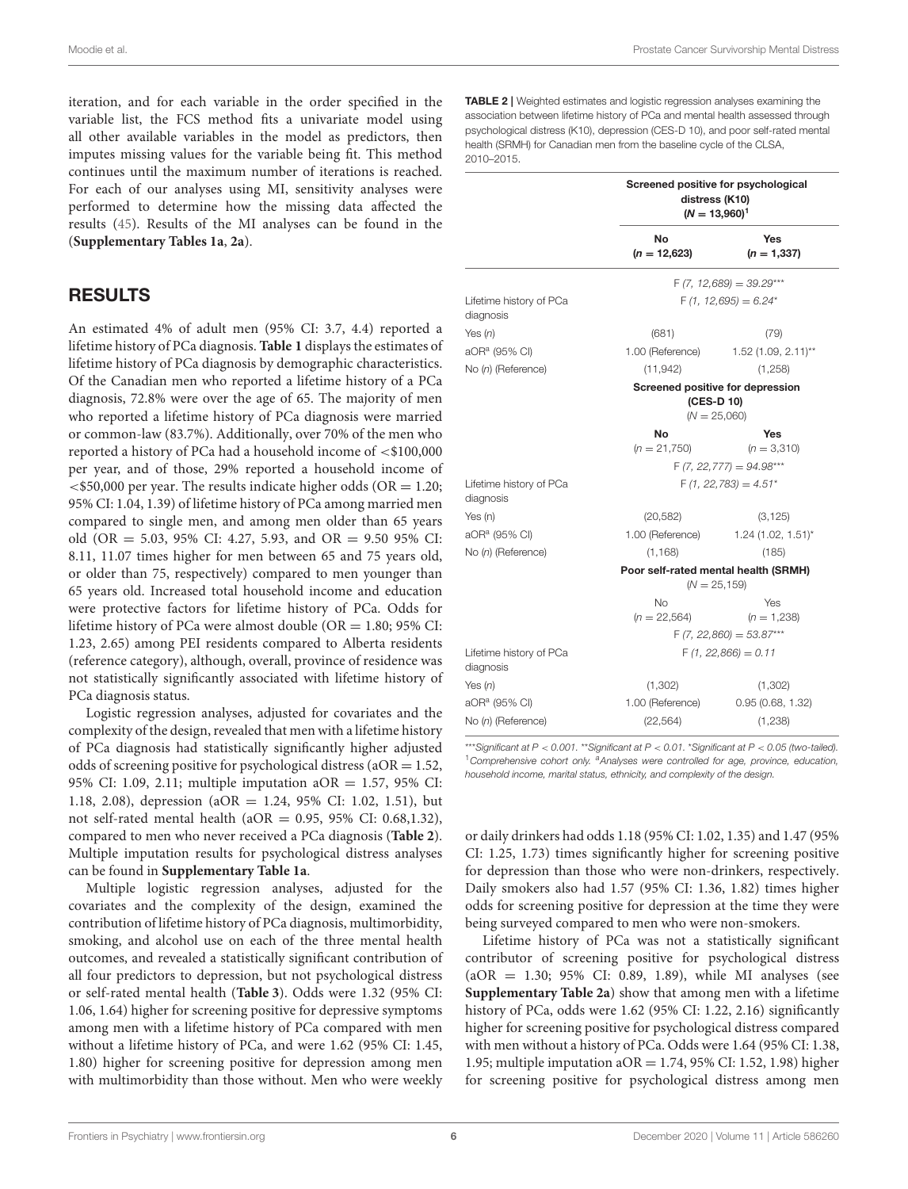iteration, and for each variable in the order specified in the variable list, the FCS method fits a univariate model using all other available variables in the model as predictors, then imputes missing values for the variable being fit. This method continues until the maximum number of iterations is reached. For each of our analyses using MI, sensitivity analyses were performed to determine how the missing data affected the results (45). Results of the MI analyses can be found in the (**Supplementary Tables 1a**, **2a**).

## RESULTS

An estimated 4% of adult men (95% CI: 3.7, 4.4) reported a lifetime history of PCa diagnosis. **Table 1** displays the estimates of lifetime history of PCa diagnosis by demographic characteristics. Of the Canadian men who reported a lifetime history of a PCa diagnosis, 72.8% were over the age of 65. The majority of men who reported a lifetime history of PCa diagnosis were married or common-law (83.7%). Additionally, over 70% of the men who reported a history of PCa had a household income of <$100,000 per year, and of those, 29% reported a household income of <$50,000 per year. The results indicate higher odds (OR = 1.20; 95% CI: 1.04, 1.39) of lifetime history of PCa among married men compared to single men, and among men older than 65 years old (OR = 5.03, 95% CI: 4.27, 5.93, and OR = 9.50 95% CI: 8.11, 11.07 times higher for men between 65 and 75 years old, or older than 75, respectively) compared to men younger than 65 years old. Increased total household income and education were protective factors for lifetime history of PCa. Odds for lifetime history of PCa were almost double (OR = 1.80; 95% CI: 1.23, 2.65) among PEI residents compared to Alberta residents (reference category), although, overall, province of residence was not statistically significantly associated with lifetime history of PCa diagnosis status.

Logistic regression analyses, adjusted for covariates and the complexity of the design, revealed that men with a lifetime history of PCa diagnosis had statistically significantly higher adjusted odds of screening positive for psychological distress (aOR = 1.52, 95% CI: 1.09, 2.11; multiple imputation aOR = 1.57, 95% CI: 1.18, 2.08), depression (aOR = 1.24, 95% CI: 1.02, 1.51), but not self-rated mental health (aOR = 0.95, 95% CI: 0.68,1.32), compared to men who never received a PCa diagnosis (**Table 2**). Multiple imputation results for psychological distress analyses can be found in **Supplementary Table 1a**.

Multiple logistic regression analyses, adjusted for the covariates and the complexity of the design, examined the contribution of lifetime history of PCa diagnosis, multimorbidity, smoking, and alcohol use on each of the three mental health outcomes, and revealed a statistically significant contribution of all four predictors to depression, but not psychological distress or self-rated mental health (**Table 3**). Odds were 1.32 (95% CI: 1.06, 1.64) higher for screening positive for depressive symptoms among men with a lifetime history of PCa compared with men without a lifetime history of PCa, and were 1.62 (95% CI: 1.45, 1.80) higher for screening positive for depression among men with multimorbidity than those without. Men who were weekly or daily drinkers had odds 1.18 (95% CI: 1.02, 1.35) and 1.47 (95% CI: 1.25, 1.73) times significantly higher for screening positive for depression than those who were non-drinkers, respectively. Daily smokers also had 1.57 (95% CI: 1.36, 1.82) times higher odds for screening positive for depression at the time they were being surveyed compared to men who were non-smokers.

Lifetime history of PCa was not a statistically significant contributor of screening positive for psychological distress (aOR = 1.30; 95% CI: 0.89, 1.89), while MI analyses (see **Supplementary Table 2a**) show that among men with a lifetime history of PCa, odds were 1.62 (95% CI: 1.22, 2.16) significantly higher for screening positive for psychological distress compared with men without a history of PCa. Odds were 1.64 (95% CI: 1.38, 1.95; multiple imputation aOR = 1.74, 95% CI: 1.52, 1.98) higher for screening positive for psychological distress among men

**TABLE 2** | Weighted estimates and logistic regression analyses examining the association between lifetime history of PCa and mental health assessed through psychological distress (K10), depression (CES-D 10), and poor self-rated mental health (SRMH) for Canadian men from the baseline cycle of the CLSA, 2010–2015.

| | **Screened positive for psychological distress (K10) ($N$ = 13,960)[1]** | |
|---|---|---|
| | **No ($n$ = 12,623)** | **Yes ($n$ = 1,337)** |
| | $F_{(7,\ 12,689)} = 39.29^{***}$ | |
| Lifetime history of PCa diagnosis | $F_{(1,\ 12,695)} = 6.24^{*}$ | |
| Yes ($n$) | (681) | (79) |
| aOR[a] (95% CI) | 1.00 (Reference) | 1.52 (1.09, 2.11)** |
| No ($n$) (Reference) | (11,942) | (1,258) |
| | **Screened positive for depression (CES-D 10) ($N$ = 25,060)** | |
| | **No ($n$ = 21,750)** | **Yes ($n$ = 3,310)** |
| | $F_{(7,\ 22,777)} = 94.98^{***}$ | |
| Lifetime history of PCa diagnosis | $F_{(1,\ 22,783)} = 4.51^{*}$ | |
| Yes (n) | (20,582) | (3,125) |
| aOR[a] (95% CI) | 1.00 (Reference) | 1.24 (1.02, 1.51)* |
| No ($n$) (Reference) | (1,168) | (185) |
| | **Poor self-rated mental health (SRMH) ($N$ = 25,159)** | |
| | No ($n$ = 22,564) | Yes ($n$ = 1,238) |
| | $F_{(7,\ 22,860)} = 53.87^{***}$ | |
| Lifetime history of PCa diagnosis | $F_{(1,\ 22,866)} = 0.11$ | |
| Yes ($n$) | (1,302) | (1,302) |
| aOR[a] (95% CI) | 1.00 (Reference) | 0.95 (0.68, 1.32) |
| No ($n$) (Reference) | (22,564) | (1,238) |

*\*\*\*Significant at $P < 0.001$. \*\*Significant at $P < 0.01$. \*Significant at $P < 0.05$ (two-tailed).*
*[1]Comprehensive cohort only. [a]Analyses were controlled for age, province, education, household income, marital status, ethnicity, and complexity of the design.*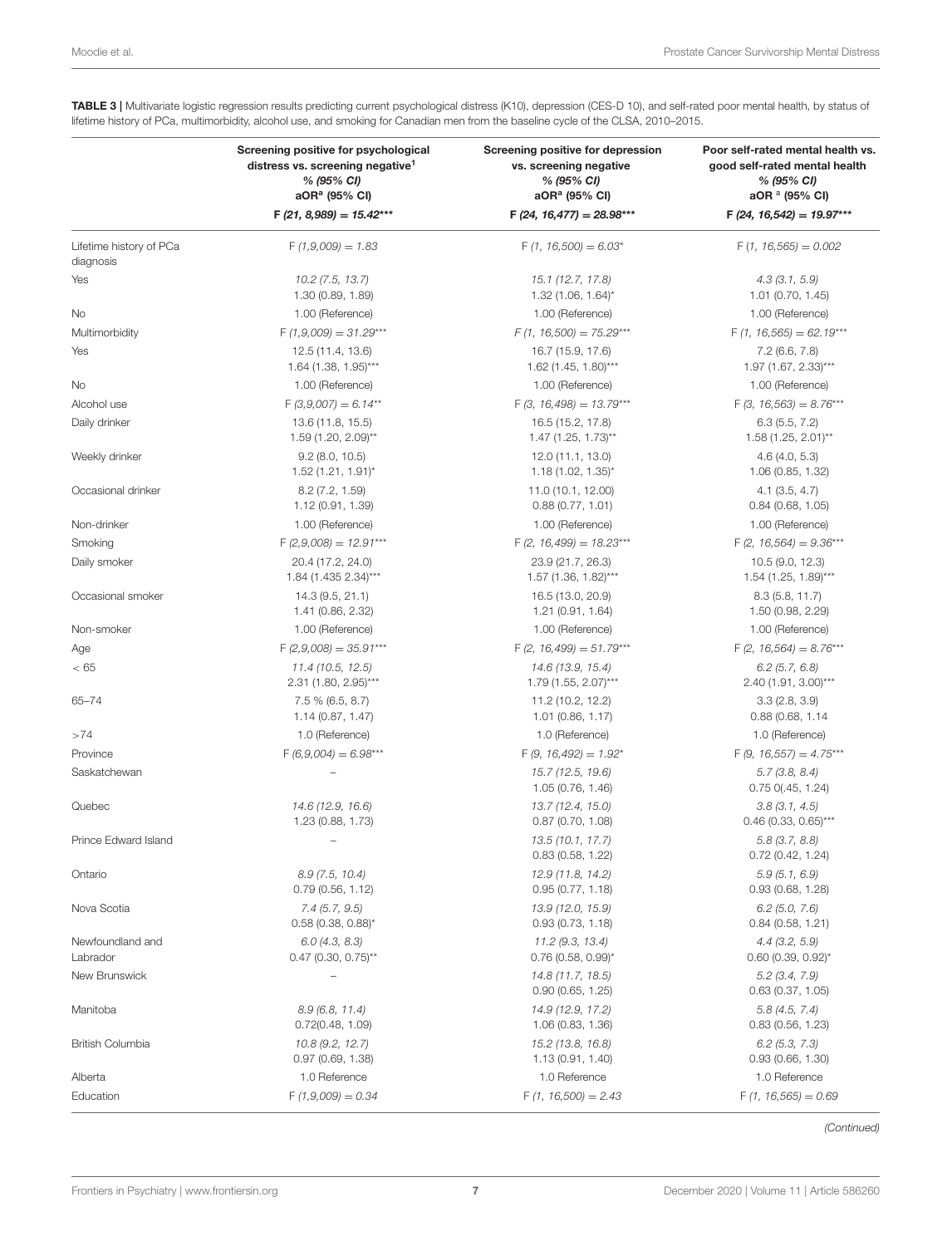**TABLE 3 |** Multivariate logistic regression results predicting current psychological distress (K10), depression (CES-D 10), and self-rated poor mental health, by status of lifetime history of PCa, multimorbidity, alcohol use, and smoking for Canadian men from the baseline cycle of the CLSA, 2010–2015.

| | Screening positive for psychological distress vs. screening negative[1] *% (95% CI)* aOR[a] (95% CI) | Screening positive for depression vs. screening negative *% (95% CI)* aOR[a] (95% CI) | Poor self-rated mental health vs. good self-rated mental health *% (95% CI)* aOR [a] (95% CI) |
|---|---|---|---|
| | *F (21, 8,989) = 15.42**** | *F (24, 16,477) = 28.98**** | *F (24, 16,542) = 19.97**** |
| Lifetime history of PCa diagnosis | *F (1,9,009) = 1.83* | *F (1, 16,500) = 6.03** | *F (1, 16,565) = 0.002* |
| Yes | *10.2 (7.5, 13.7)* 1.30 (0.89, 1.89) | *15.1 (12.7, 17.8)* 1.32 (1.06, 1.64)* | *4.3 (3.1, 5.9)* 1.01 (0.70, 1.45) |
| No | 1.00 (Reference) | 1.00 (Reference) | 1.00 (Reference) |
| Multimorbidity | *F (1,9,009) = 31.29**** | *F (1, 16,500) = 75.29**** | *F (1, 16,565) = 62.19**** |
| Yes | 12.5 (11.4, 13.6) 1.64 (1.38, 1.95)*** | 16.7 (15.9, 17.6) 1.62 (1.45, 1.80)*** | 7.2 (6.6, 7.8) 1.97 (1.67, 2.33)*** |
| No | 1.00 (Reference) | 1.00 (Reference) | 1.00 (Reference) |
| Alcohol use | *F (3,9,007) = 6.14*** | *F (3, 16,498) = 13.79**** | *F (3, 16,563) = 8.76**** |
| Daily drinker | 13.6 (11.8, 15.5) 1.59 (1.20, 2.09)** | 16.5 (15.2, 17.8) 1.47 (1.25, 1.73)** | 6.3 (5.5, 7.2) 1.58 (1.25, 2.01)** |
| Weekly drinker | 9.2 (8.0, 10.5) 1.52 (1.21, 1.91)* | 12.0 (11.1, 13.0) 1.18 (1.02, 1.35)* | 4.6 (4.0, 5.3) 1.06 (0.85, 1.32) |
| Occasional drinker | 8.2 (7.2, 1.59) 1.12 (0.91, 1.39) | 11.0 (10.1, 12.00) 0.88 (0.77, 1.01) | 4.1 (3.5, 4.7) 0.84 (0.68, 1.05) |
| Non-drinker | 1.00 (Reference) | 1.00 (Reference) | 1.00 (Reference) |
| Smoking | *F (2,9,008) = 12.91**** | *F (2, 16,499) = 18.23**** | *F (2, 16,564) = 9.36**** |
| Daily smoker | 20.4 (17.2, 24.0) 1.84 (1.435 2.34)*** | 23.9 (21.7, 26.3) 1.57 (1.36, 1.82)*** | 10.5 (9.0, 12.3) 1.54 (1.25, 1.89)*** |
| Occasional smoker | 14.3 (9.5, 21.1) 1.41 (0.86, 2.32) | 16.5 (13.0, 20.9) 1.21 (0.91, 1.64) | 8.3 (5.8, 11.7) 1.50 (0.98, 2.29) |
| Non-smoker | 1.00 (Reference) | 1.00 (Reference) | 1.00 (Reference) |
| Age | *F (2,9,008) = 35.91**** | *F (2, 16,499) = 51.79**** | *F (2, 16,564) = 8.76**** |
| < 65 | *11.4 (10.5, 12.5)* 2.31 (1.80, 2.95)*** | *14.6 (13.9, 15.4)* 1.79 (1.55, 2.07)*** | *6.2 (5.7, 6.8)* 2.40 (1.91, 3.00)*** |
| 65–74 | 7.5 % (6.5, 8.7) 1.14 (0.87, 1.47) | 11.2 (10.2, 12.2) 1.01 (0.86, 1.17) | 3.3 (2.8, 3.9) 0.88 (0.68, 1.14 |
| >74 | 1.0 (Reference) | 1.0 (Reference) | 1.0 (Reference) |
| Province | *F (6,9,004) = 6.98**** | *F (9, 16,492) = 1.92** | *F (9, 16,557) = 4.75**** |
| Saskatchewan | – | *15.7 (12.5, 19.6)* 1.05 (0.76, 1.46) | *5.7 (3.8, 8.4)* 0.75 0(.45, 1.24) |
| Quebec | *14.6 (12.9, 16.6)* 1.23 (0.88, 1.73) | *13.7 (12.4, 15.0)* 0.87 (0.70, 1.08) | *3.8 (3.1, 4.5)* 0.46 (0.33, 0.65)*** |
| Prince Edward Island | – | *13.5 (10.1, 17.7)* 0.83 (0.58, 1.22) | *5.8 (3.7, 8.8)* 0.72 (0.42, 1.24) |
| Ontario | *8.9 (7.5, 10.4)* 0.79 (0.56, 1.12) | *12.9 (11.8, 14.2)* 0.95 (0.77, 1.18) | *5.9 (5.1, 6.9)* 0.93 (0.68, 1.28) |
| Nova Scotia | *7.4 (5.7, 9.5)* 0.58 (0.38, 0.88)* | *13.9 (12.0, 15.9)* 0.93 (0.73, 1.18) | *6.2 (5.0, 7.6)* 0.84 (0.58, 1.21) |
| Newfoundland and Labrador | *6.0 (4.3, 8.3)* 0.47 (0.30, 0.75)** | *11.2 (9.3, 13.4)* 0.76 (0.58, 0.99)* | *4.4 (3.2, 5.9)* 0.60 (0.39, 0.92)* |
| New Brunswick | – | *14.8 (11.7, 18.5)* 0.90 (0.65, 1.25) | *5.2 (3.4, 7.9)* 0.63 (0.37, 1.05) |
| Manitoba | *8.9 (6.8, 11.4)* 0.72(0.48, 1.09) | *14.9 (12.9, 17.2)* 1.06 (0.83, 1.36) | *5.8 (4.5, 7.4)* 0.83 (0.56, 1.23) |
| British Columbia | *10.8 (9.2, 12.7)* 0.97 (0.69, 1.38) | *15.2 (13.8, 16.8)* 1.13 (0.91, 1.40) | *6.2 (5.3, 7.3)* 0.93 (0.66, 1.30) |
| Alberta | 1.0 Reference | 1.0 Reference | 1.0 Reference |
| Education | *F (1,9,009) = 0.34* | *F (1, 16,500) = 2.43* | *F (1, 16,565) = 0.69* |

*(Continued)*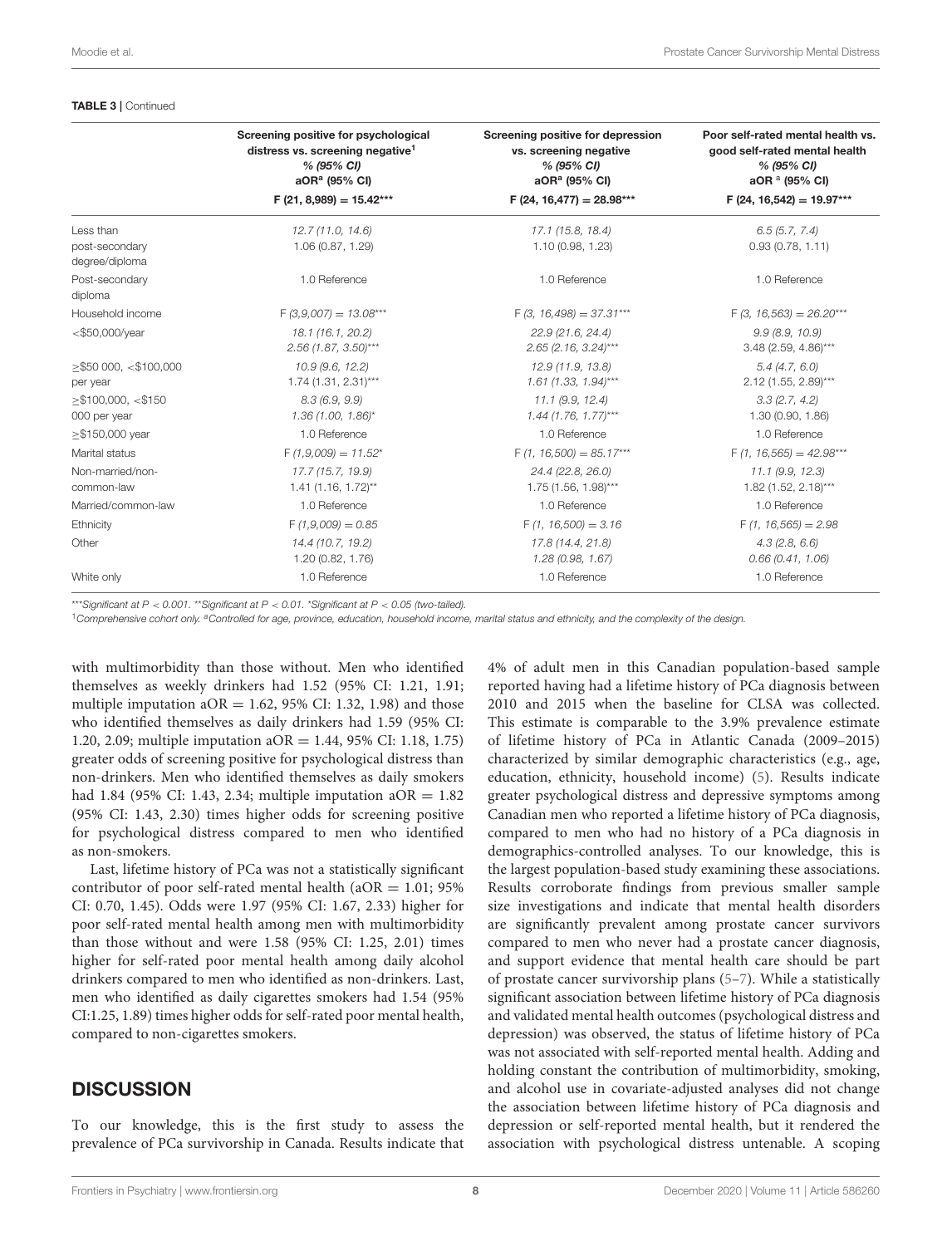**TABLE 3 |** Continued

| | Screening positive for psychological distress vs. screening negative[1] *% (95% CI)* aOR[a] (95% CI) $F(21, 8,989) = 15.42$*** | Screening positive for depression vs. screening negative *% (95% CI)* aOR[a] (95% CI) $F(24, 16,477) = 28.98$*** | Poor self-rated mental health vs. good self-rated mental health *% (95% CI)* aOR[a] (95% CI) $F(24, 16,542) = 19.97$*** |
|---|---|---|---|
| Less than post-secondary degree/diploma | *12.7 (11.0, 14.6)* 1.06 (0.87, 1.29) | *17.1 (15.8, 18.4)* 1.10 (0.98, 1.23) | *6.5 (5.7, 7.4)* 0.93 (0.78, 1.11) |
| Post-secondary diploma | 1.0 Reference | 1.0 Reference | 1.0 Reference |
| Household income | *F (3,9,007) = 13.08**** | *F (3, 16,498) = 37.31**** | *F (3, 16,563) = 26.20**** |
| <$50,000/year | *18.1 (16.1, 20.2)* 2.56 (1.87, 3.50)*** | *22.9 (21.6, 24.4)* 2.65 (2.16, 3.24)*** | *9.9 (8.9, 10.9)* 3.48 (2.59, 4.86)*** |
| ≥$50 000, <$100,000 per year | *10.9 (9.6, 12.2)* 1.74 (1.31, 2.31)*** | *12.9 (11.9, 13.8)* 1.61 (1.33, 1.94)*** | *5.4 (4.7, 6.0)* 2.12 (1.55, 2.89)*** |
| ≥$100,000, <$150 000 per year | *8.3 (6.9, 9.9)* 1.36 (1.00, 1.86)* | *11.1 (9.9, 12.4)* 1.44 (1.76, 1.77)*** | *3.3 (2.7, 4.2)* 1.30 (0.90, 1.86) |
| ≥$150,000 year | 1.0 Reference | 1.0 Reference | 1.0 Reference |
| Marital status | *F (1,9,009) = 11.52** | *F (1, 16,500) = 85.17**** | *F (1, 16,565) = 42.98**** |
| Non-married/non-common-law | *17.7 (15.7, 19.9)* 1.41 (1.16, 1.72)** | *24.4 (22.8, 26.0)* 1.75 (1.56, 1.98)*** | *11.1 (9.9, 12.3)* 1.82 (1.52, 2.18)*** |
| Married/common-law | 1.0 Reference | 1.0 Reference | 1.0 Reference |
| Ethnicity | *F (1,9,009) = 0.85* | *F (1, 16,500) = 3.16* | *F (1, 16,565) = 2.98* |
| Other | *14.4 (10.7, 19.2)* 1.20 (0.82, 1.76) | *17.8 (14.4, 21.8)* 1.28 (0.98, 1.67) | *4.3 (2.8, 6.6)* 0.66 (0.41, 1.06) |
| White only | 1.0 Reference | 1.0 Reference | 1.0 Reference |

****Significant at $P < 0.001$. **Significant at $P < 0.01$. *Significant at $P < 0.05$ (two-tailed).*

[1]*Comprehensive cohort only.* [a]*Controlled for age, province, education, household income, marital status and ethnicity, and the complexity of the design.*

with multimorbidity than those without. Men who identified themselves as weekly drinkers had 1.52 (95% CI: 1.21, 1.91; multiple imputation aOR = 1.62, 95% CI: 1.32, 1.98) and those who identified themselves as daily drinkers had 1.59 (95% CI: 1.20, 2.09; multiple imputation aOR = 1.44, 95% CI: 1.18, 1.75) greater odds of screening positive for psychological distress than non-drinkers. Men who identified themselves as daily smokers had 1.84 (95% CI: 1.43, 2.34; multiple imputation aOR = 1.82 (95% CI: 1.43, 2.30) times higher odds for screening positive for psychological distress compared to men who identified as non-smokers.

Last, lifetime history of PCa was not a statistically significant contributor of poor self-rated mental health (aOR = 1.01; 95% CI: 0.70, 1.45). Odds were 1.97 (95% CI: 1.67, 2.33) higher for poor self-rated mental health among men with multimorbidity than those without and were 1.58 (95% CI: 1.25, 2.01) times higher for self-rated poor mental health among daily alcohol drinkers compared to men who identified as non-drinkers. Last, men who identified as daily cigarettes smokers had 1.54 (95% CI:1.25, 1.89) times higher odds for self-rated poor mental health, compared to non-cigarettes smokers.

## DISCUSSION

To our knowledge, this is the first study to assess the prevalence of PCa survivorship in Canada. Results indicate that 4% of adult men in this Canadian population-based sample reported having had a lifetime history of PCa diagnosis between 2010 and 2015 when the baseline for CLSA was collected. This estimate is comparable to the 3.9% prevalence estimate of lifetime history of PCa in Atlantic Canada (2009–2015) characterized by similar demographic characteristics (e.g., age, education, ethnicity, household income) (5). Results indicate greater psychological distress and depressive symptoms among Canadian men who reported a lifetime history of PCa diagnosis, compared to men who had no history of a PCa diagnosis in demographics-controlled analyses. To our knowledge, this is the largest population-based study examining these associations. Results corroborate findings from previous smaller sample size investigations and indicate that mental health disorders are significantly prevalent among prostate cancer survivors compared to men who never had a prostate cancer diagnosis, and support evidence that mental health care should be part of prostate cancer survivorship plans (5–7). While a statistically significant association between lifetime history of PCa diagnosis and validated mental health outcomes (psychological distress and depression) was observed, the status of lifetime history of PCa was not associated with self-reported mental health. Adding and holding constant the contribution of multimorbidity, smoking, and alcohol use in covariate-adjusted analyses did not change the association between lifetime history of PCa diagnosis and depression or self-reported mental health, but it rendered the association with psychological distress untenable. A scoping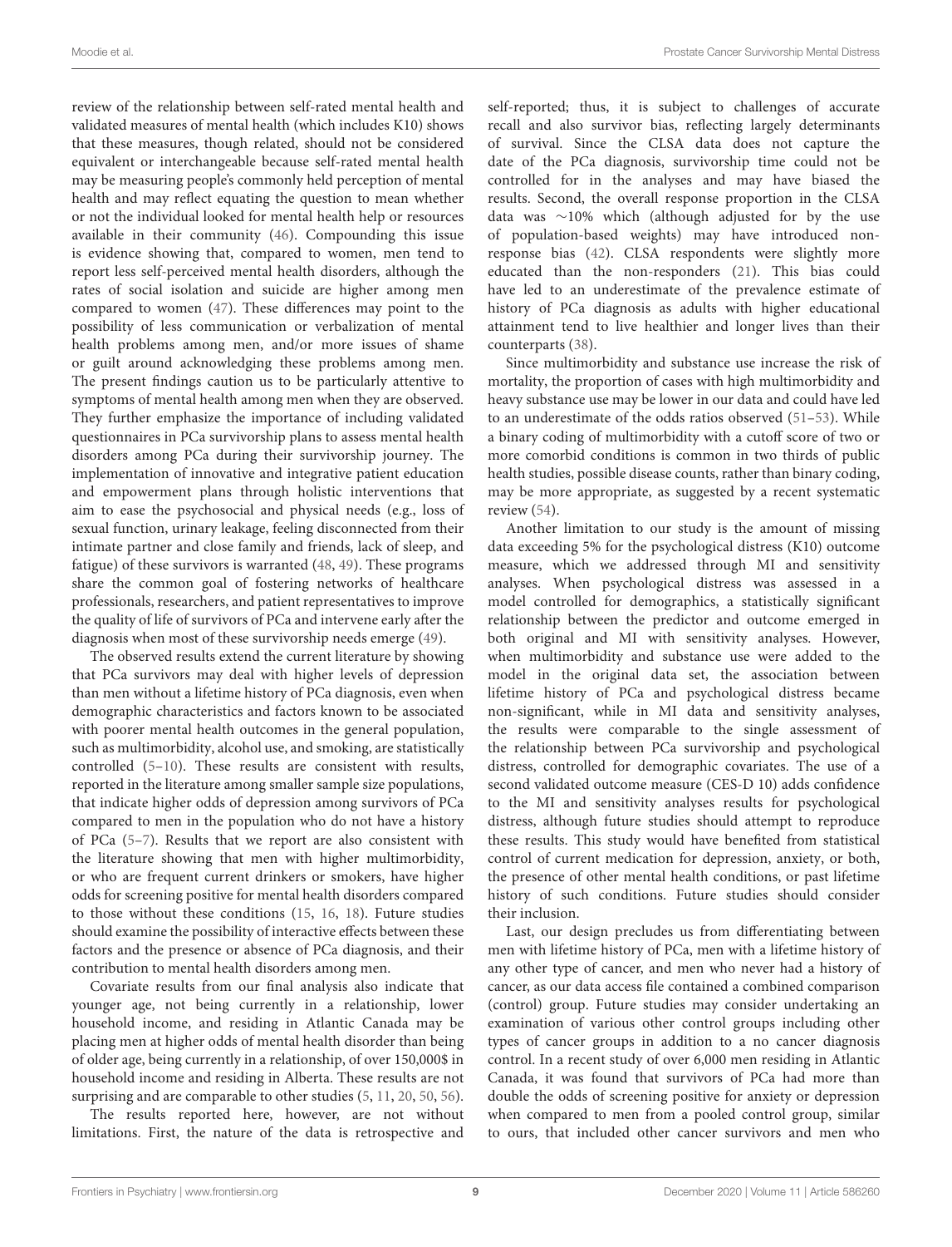review of the relationship between self-rated mental health and validated measures of mental health (which includes K10) shows that these measures, though related, should not be considered equivalent or interchangeable because self-rated mental health may be measuring people's commonly held perception of mental health and may reflect equating the question to mean whether or not the individual looked for mental health help or resources available in their community (46). Compounding this issue is evidence showing that, compared to women, men tend to report less self-perceived mental health disorders, although the rates of social isolation and suicide are higher among men compared to women (47). These differences may point to the possibility of less communication or verbalization of mental health problems among men, and/or more issues of shame or guilt around acknowledging these problems among men. The present findings caution us to be particularly attentive to symptoms of mental health among men when they are observed. They further emphasize the importance of including validated questionnaires in PCa survivorship plans to assess mental health disorders among PCa during their survivorship journey. The implementation of innovative and integrative patient education and empowerment plans through holistic interventions that aim to ease the psychosocial and physical needs (e.g., loss of sexual function, urinary leakage, feeling disconnected from their intimate partner and close family and friends, lack of sleep, and fatigue) of these survivors is warranted (48, 49). These programs share the common goal of fostering networks of healthcare professionals, researchers, and patient representatives to improve the quality of life of survivors of PCa and intervene early after the diagnosis when most of these survivorship needs emerge (49).

The observed results extend the current literature by showing that PCa survivors may deal with higher levels of depression than men without a lifetime history of PCa diagnosis, even when demographic characteristics and factors known to be associated with poorer mental health outcomes in the general population, such as multimorbidity, alcohol use, and smoking, are statistically controlled (5–10). These results are consistent with results, reported in the literature among smaller sample size populations, that indicate higher odds of depression among survivors of PCa compared to men in the population who do not have a history of PCa (5–7). Results that we report are also consistent with the literature showing that men with higher multimorbidity, or who are frequent current drinkers or smokers, have higher odds for screening positive for mental health disorders compared to those without these conditions (15, 16, 18). Future studies should examine the possibility of interactive effects between these factors and the presence or absence of PCa diagnosis, and their contribution to mental health disorders among men.

Covariate results from our final analysis also indicate that younger age, not being currently in a relationship, lower household income, and residing in Atlantic Canada may be placing men at higher odds of mental health disorder than being of older age, being currently in a relationship, of over 150,000$ in household income and residing in Alberta. These results are not surprising and are comparable to other studies (5, 11, 20, 50, 56).

The results reported here, however, are not without limitations. First, the nature of the data is retrospective and self-reported; thus, it is subject to challenges of accurate recall and also survivor bias, reflecting largely determinants of survival. Since the CLSA data does not capture the date of the PCa diagnosis, survivorship time could not be controlled for in the analyses and may have biased the results. Second, the overall response proportion in the CLSA data was ∼10% which (although adjusted for by the use of population-based weights) may have introduced non-response bias (42). CLSA respondents were slightly more educated than the non-responders (21). This bias could have led to an underestimate of the prevalence estimate of history of PCa diagnosis as adults with higher educational attainment tend to live healthier and longer lives than their counterparts (38).

Since multimorbidity and substance use increase the risk of mortality, the proportion of cases with high multimorbidity and heavy substance use may be lower in our data and could have led to an underestimate of the odds ratios observed (51–53). While a binary coding of multimorbidity with a cutoff score of two or more comorbid conditions is common in two thirds of public health studies, possible disease counts, rather than binary coding, may be more appropriate, as suggested by a recent systematic review (54).

Another limitation to our study is the amount of missing data exceeding 5% for the psychological distress (K10) outcome measure, which we addressed through MI and sensitivity analyses. When psychological distress was assessed in a model controlled for demographics, a statistically significant relationship between the predictor and outcome emerged in both original and MI with sensitivity analyses. However, when multimorbidity and substance use were added to the model in the original data set, the association between lifetime history of PCa and psychological distress became non-significant, while in MI data and sensitivity analyses, the results were comparable to the single assessment of the relationship between PCa survivorship and psychological distress, controlled for demographic covariates. The use of a second validated outcome measure (CES-D 10) adds confidence to the MI and sensitivity analyses results for psychological distress, although future studies should attempt to reproduce these results. This study would have benefited from statistical control of current medication for depression, anxiety, or both, the presence of other mental health conditions, or past lifetime history of such conditions. Future studies should consider their inclusion.

Last, our design precludes us from differentiating between men with lifetime history of PCa, men with a lifetime history of any other type of cancer, and men who never had a history of cancer, as our data access file contained a combined comparison (control) group. Future studies may consider undertaking an examination of various other control groups including other types of cancer groups in addition to a no cancer diagnosis control. In a recent study of over 6,000 men residing in Atlantic Canada, it was found that survivors of PCa had more than double the odds of screening positive for anxiety or depression when compared to men from a pooled control group, similar to ours, that included other cancer survivors and men who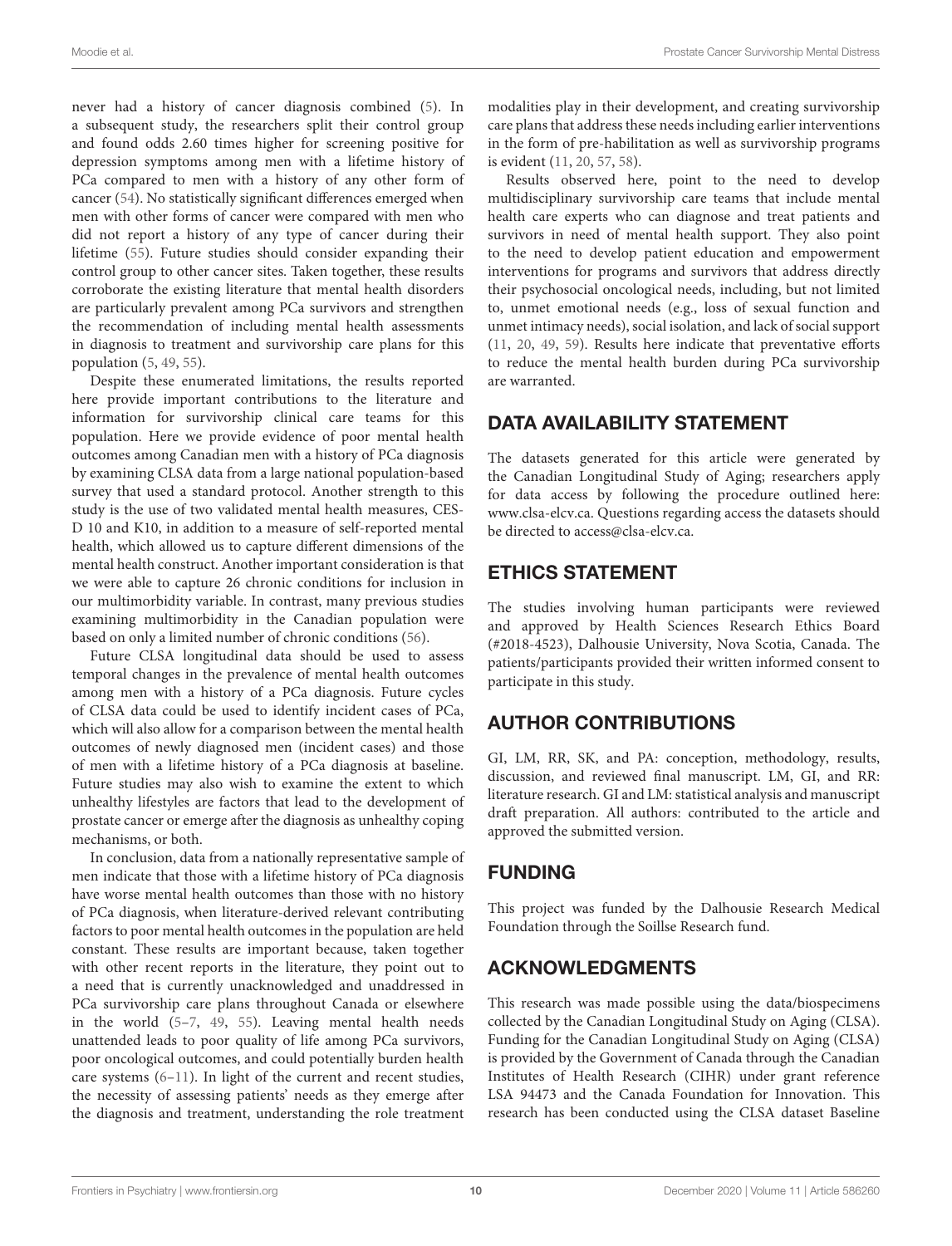never had a history of cancer diagnosis combined (5). In a subsequent study, the researchers split their control group and found odds 2.60 times higher for screening positive for depression symptoms among men with a lifetime history of PCa compared to men with a history of any other form of cancer (54). No statistically significant differences emerged when men with other forms of cancer were compared with men who did not report a history of any type of cancer during their lifetime (55). Future studies should consider expanding their control group to other cancer sites. Taken together, these results corroborate the existing literature that mental health disorders are particularly prevalent among PCa survivors and strengthen the recommendation of including mental health assessments in diagnosis to treatment and survivorship care plans for this population (5, 49, 55).

Despite these enumerated limitations, the results reported here provide important contributions to the literature and information for survivorship clinical care teams for this population. Here we provide evidence of poor mental health outcomes among Canadian men with a history of PCa diagnosis by examining CLSA data from a large national population-based survey that used a standard protocol. Another strength to this study is the use of two validated mental health measures, CES-D 10 and K10, in addition to a measure of self-reported mental health, which allowed us to capture different dimensions of the mental health construct. Another important consideration is that we were able to capture 26 chronic conditions for inclusion in our multimorbidity variable. In contrast, many previous studies examining multimorbidity in the Canadian population were based on only a limited number of chronic conditions (56).

Future CLSA longitudinal data should be used to assess temporal changes in the prevalence of mental health outcomes among men with a history of a PCa diagnosis. Future cycles of CLSA data could be used to identify incident cases of PCa, which will also allow for a comparison between the mental health outcomes of newly diagnosed men (incident cases) and those of men with a lifetime history of a PCa diagnosis at baseline. Future studies may also wish to examine the extent to which unhealthy lifestyles are factors that lead to the development of prostate cancer or emerge after the diagnosis as unhealthy coping mechanisms, or both.

In conclusion, data from a nationally representative sample of men indicate that those with a lifetime history of PCa diagnosis have worse mental health outcomes than those with no history of PCa diagnosis, when literature-derived relevant contributing factors to poor mental health outcomes in the population are held constant. These results are important because, taken together with other recent reports in the literature, they point out to a need that is currently unacknowledged and unaddressed in PCa survivorship care plans throughout Canada or elsewhere in the world (5–7, 49, 55). Leaving mental health needs unattended leads to poor quality of life among PCa survivors, poor oncological outcomes, and could potentially burden health care systems (6–11). In light of the current and recent studies, the necessity of assessing patients' needs as they emerge after the diagnosis and treatment, understanding the role treatment modalities play in their development, and creating survivorship care plans that address these needs including earlier interventions in the form of pre-habilitation as well as survivorship programs is evident (11, 20, 57, 58).

Results observed here, point to the need to develop multidisciplinary survivorship care teams that include mental health care experts who can diagnose and treat patients and survivors in need of mental health support. They also point to the need to develop patient education and empowerment interventions for programs and survivors that address directly their psychosocial oncological needs, including, but not limited to, unmet emotional needs (e.g., loss of sexual function and unmet intimacy needs), social isolation, and lack of social support (11, 20, 49, 59). Results here indicate that preventative efforts to reduce the mental health burden during PCa survivorship are warranted.

## DATA AVAILABILITY STATEMENT

The datasets generated for this article were generated by the Canadian Longitudinal Study of Aging; researchers apply for data access by following the procedure outlined here: www.clsa-elcv.ca. Questions regarding access the datasets should be directed to access@clsa-elcv.ca.

## ETHICS STATEMENT

The studies involving human participants were reviewed and approved by Health Sciences Research Ethics Board (#2018-4523), Dalhousie University, Nova Scotia, Canada. The patients/participants provided their written informed consent to participate in this study.

## AUTHOR CONTRIBUTIONS

GI, LM, RR, SK, and PA: conception, methodology, results, discussion, and reviewed final manuscript. LM, GI, and RR: literature research. GI and LM: statistical analysis and manuscript draft preparation. All authors: contributed to the article and approved the submitted version.

## FUNDING

This project was funded by the Dalhousie Research Medical Foundation through the Soillse Research fund.

## ACKNOWLEDGMENTS

This research was made possible using the data/biospecimens collected by the Canadian Longitudinal Study on Aging (CLSA). Funding for the Canadian Longitudinal Study on Aging (CLSA) is provided by the Government of Canada through the Canadian Institutes of Health Research (CIHR) under grant reference LSA 94473 and the Canada Foundation for Innovation. This research has been conducted using the CLSA dataset Baseline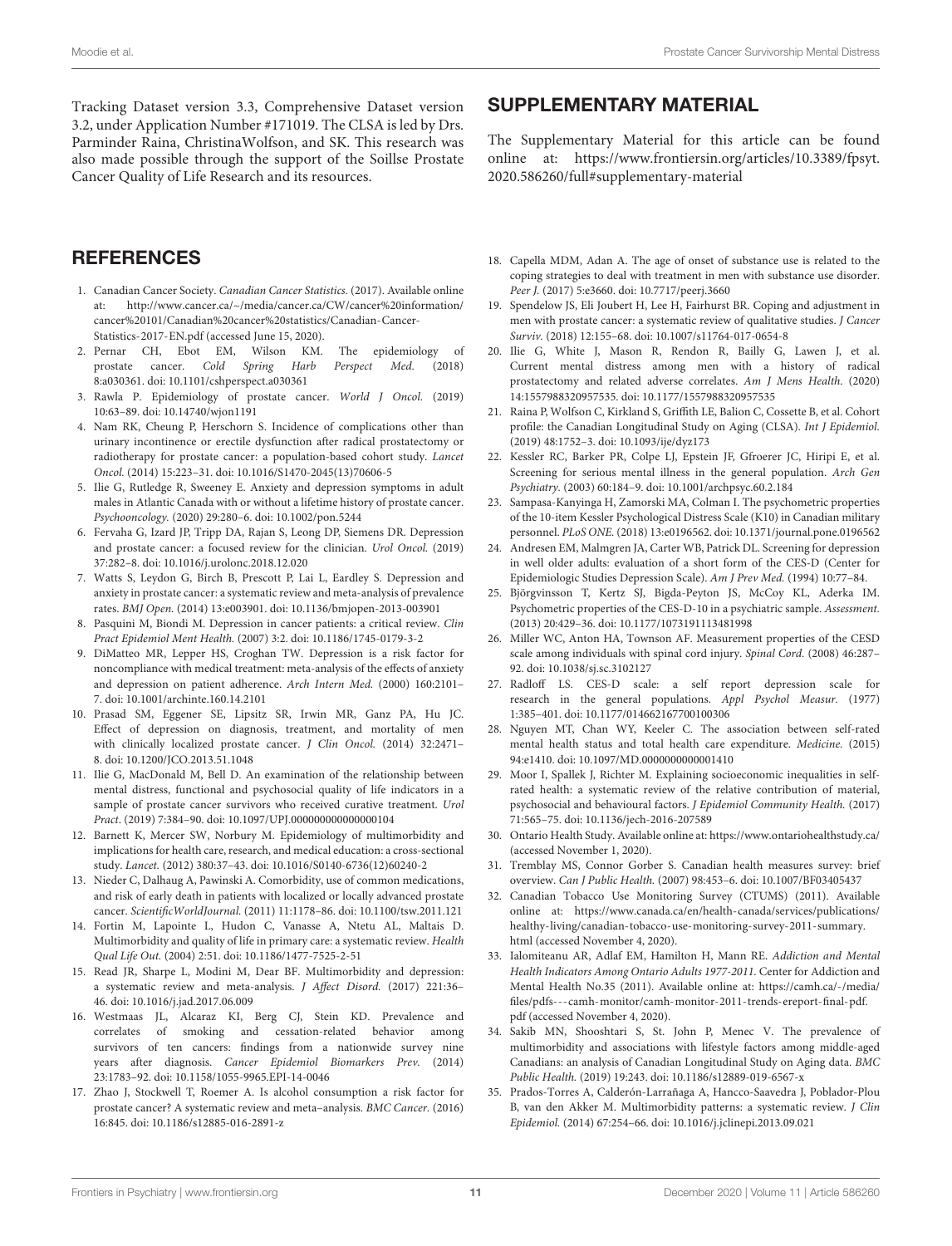Tracking Dataset version 3.3, Comprehensive Dataset version 3.2, under Application Number #171019. The CLSA is led by Drs. Parminder Raina, ChristinaWolfson, and SK. This research was also made possible through the support of the Soillse Prostate Cancer Quality of Life Research and its resources.

## SUPPLEMENTARY MATERIAL

The Supplementary Material for this article can be found online at: https://www.frontiersin.org/articles/10.3389/fpsyt.2020.586260/full#supplementary-material

## REFERENCES

1. Canadian Cancer Society. *Canadian Cancer Statistics*. (2017). Available online at: http://www.cancer.ca/~/media/cancer.ca/CW/cancer%20information/cancer%20101/Canadian%20cancer%20statistics/Canadian-Cancer-Statistics-2017-EN.pdf (accessed June 15, 2020).
2. Pernar CH, Ebot EM, Wilson KM. The epidemiology of prostate cancer. *Cold Spring Harb Perspect Med.* (2018) 8:a030361. doi: 10.1101/cshperspect.a030361
3. Rawla P. Epidemiology of prostate cancer. *World J Oncol.* (2019) 10:63–89. doi: 10.14740/wjon1191
4. Nam RK, Cheung P, Herschorn S. Incidence of complications other than urinary incontinence or erectile dysfunction after radical prostatectomy or radiotherapy for prostate cancer: a population-based cohort study. *Lancet Oncol.* (2014) 15:223–31. doi: 10.1016/S1470-2045(13)70606-5
5. Ilie G, Rutledge R, Sweeney E. Anxiety and depression symptoms in adult males in Atlantic Canada with or without a lifetime history of prostate cancer. *Psychooncology.* (2020) 29:280–6. doi: 10.1002/pon.5244
6. Fervaha G, Izard JP, Tripp DA, Rajan S, Leong DP, Siemens DR. Depression and prostate cancer: a focused review for the clinician. *Urol Oncol.* (2019) 37:282–8. doi: 10.1016/j.urolonc.2018.12.020
7. Watts S, Leydon G, Birch B, Prescott P, Lai L, Eardley S. Depression and anxiety in prostate cancer: a systematic review and meta-analysis of prevalence rates. *BMJ Open.* (2014) 13:e003901. doi: 10.1136/bmjopen-2013-003901
8. Pasquini M, Biondi M. Depression in cancer patients: a critical review. *Clin Pract Epidemiol Ment Health.* (2007) 3:2. doi: 10.1186/1745-0179-3-2
9. DiMatteo MR, Lepper HS, Croghan TW. Depression is a risk factor for noncompliance with medical treatment: meta-analysis of the effects of anxiety and depression on patient adherence. *Arch Intern Med.* (2000) 160:2101–7. doi: 10.1001/archinte.160.14.2101
10. Prasad SM, Eggener SE, Lipsitz SR, Irwin MR, Ganz PA, Hu JC. Effect of depression on diagnosis, treatment, and mortality of men with clinically localized prostate cancer. *J Clin Oncol.* (2014) 32:2471–8. doi: 10.1200/JCO.2013.51.1048
11. Ilie G, MacDonald M, Bell D. An examination of the relationship between mental distress, functional and psychosocial quality of life indicators in a sample of prostate cancer survivors who received curative treatment. *Urol Pract*. (2019) 7:384–90. doi: 10.1097/UPJ.0000000000000104
12. Barnett K, Mercer SW, Norbury M. Epidemiology of multimorbidity and implications for health care, research, and medical education: a cross-sectional study. *Lancet.* (2012) 380:37–43. doi: 10.1016/S0140-6736(12)60240-2
13. Nieder C, Dalhaug A, Pawinski A. Comorbidity, use of common medications, and risk of early death in patients with localized or locally advanced prostate cancer. *ScientificWorldJournal.* (2011) 11:1178–86. doi: 10.1100/tsw.2011.121
14. Fortin M, Lapointe L, Hudon C, Vanasse A, Ntetu AL, Maltais D. Multimorbidity and quality of life in primary care: a systematic review. *Health Qual Life Out.* (2004) 2:51. doi: 10.1186/1477-7525-2-51
15. Read JR, Sharpe L, Modini M, Dear BF. Multimorbidity and depression: a systematic review and meta-analysis. *J Affect Disord.* (2017) 221:36–46. doi: 10.1016/j.jad.2017.06.009
16. Westmaas JL, Alcaraz KI, Berg CJ, Stein KD. Prevalence and correlates of smoking and cessation-related behavior among survivors of ten cancers: findings from a nationwide survey nine years after diagnosis. *Cancer Epidemiol Biomarkers Prev.* (2014) 23:1783–92. doi: 10.1158/1055-9965.EPI-14-0046
17. Zhao J, Stockwell T, Roemer A. Is alcohol consumption a risk factor for prostate cancer? A systematic review and meta–analysis. *BMC Cancer.* (2016) 16:845. doi: 10.1186/s12885-016-2891-z
18. Capella MDM, Adan A. The age of onset of substance use is related to the coping strategies to deal with treatment in men with substance use disorder. *Peer J.* (2017) 5:e3660. doi: 10.7717/peerj.3660
19. Spendelow JS, Eli Joubert H, Lee H, Fairhurst BR. Coping and adjustment in men with prostate cancer: a systematic review of qualitative studies. *J Cancer Surviv.* (2018) 12:155–68. doi: 10.1007/s11764-017-0654-8
20. Ilie G, White J, Mason R, Rendon R, Bailly G, Lawen J, et al. Current mental distress among men with a history of radical prostatectomy and related adverse correlates. *Am J Mens Health.* (2020) 14:1557988320957535. doi: 10.1177/1557988320957535
21. Raina P, Wolfson C, Kirkland S, Griffith LE, Balion C, Cossette B, et al. Cohort profile: the Canadian Longitudinal Study on Aging (CLSA). *Int J Epidemiol.* (2019) 48:1752–3. doi: 10.1093/ije/dyz173
22. Kessler RC, Barker PR, Colpe LJ, Epstein JF, Gfroerer JC, Hiripi E, et al. Screening for serious mental illness in the general population. *Arch Gen Psychiatry.* (2003) 60:184–9. doi: 10.1001/archpsyc.60.2.184
23. Sampasa-Kanyinga H, Zamorski MA, Colman I. The psychometric properties of the 10-item Kessler Psychological Distress Scale (K10) in Canadian military personnel. *PLoS ONE.* (2018) 13:e0196562. doi: 10.1371/journal.pone.0196562
24. Andresen EM, Malmgren JA, Carter WB, Patrick DL. Screening for depression in well older adults: evaluation of a short form of the CES-D (Center for Epidemiologic Studies Depression Scale). *Am J Prev Med.* (1994) 10:77–84.
25. Björgvinsson T, Kertz SJ, Bigda-Peyton JS, McCoy KL, Aderka IM. Psychometric properties of the CES-D-10 in a psychiatric sample. *Assessment.* (2013) 20:429–36. doi: 10.1177/1073191113481998
26. Miller WC, Anton HA, Townson AF. Measurement properties of the CESD scale among individuals with spinal cord injury. *Spinal Cord.* (2008) 46:287–92. doi: 10.1038/sj.sc.3102127
27. Radloff LS. CES-D scale: a self report depression scale for research in the general populations. *Appl Psychol Measur.* (1977) 1:385–401. doi: 10.1177/014662167700100306
28. Nguyen MT, Chan WY, Keeler C. The association between self-rated mental health status and total health care expenditure. *Medicine.* (2015) 94:e1410. doi: 10.1097/MD.0000000000001410
29. Moor I, Spallek J, Richter M. Explaining socioeconomic inequalities in self-rated health: a systematic review of the relative contribution of material, psychosocial and behavioural factors. *J Epidemiol Community Health.* (2017) 71:565–75. doi: 10.1136/jech-2016-207589
30. Ontario Health Study. Available online at: https://www.ontariohealthstudy.ca/ (accessed November 1, 2020).
31. Tremblay MS, Connor Gorber S. Canadian health measures survey: brief overview. *Can J Public Health.* (2007) 98:453–6. doi: 10.1007/BF03405437
32. Canadian Tobacco Use Monitoring Survey (CTUMS) (2011). Available online at: https://www.canada.ca/en/health-canada/services/publications/healthy-living/canadian-tobacco-use-monitoring-survey-2011-summary.html (accessed November 4, 2020).
33. Ialomiteanu AR, Adlaf EM, Hamilton H, Mann RE. *Addiction and Mental Health Indicators Among Ontario Adults 1977-2011.* Center for Addiction and Mental Health No.35 (2011). Available online at: https://camh.ca/-/media/files/pdfs---camh-monitor/camh-monitor-2011-trends-ereport-final-pdf.pdf (accessed November 4, 2020).
34. Sakib MN, Shooshtari S, St. John P, Menec V. The prevalence of multimorbidity and associations with lifestyle factors among middle-aged Canadians: an analysis of Canadian Longitudinal Study on Aging data. *BMC Public Health.* (2019) 19:243. doi: 10.1186/s12889-019-6567-x
35. Prados-Torres A, Calderón-Larrañaga A, Hancco-Saavedra J, Poblador-Plou B, van den Akker M. Multimorbidity patterns: a systematic review. *J Clin Epidemiol.* (2014) 67:254–66. doi: 10.1016/j.jclinepi.2013.09.021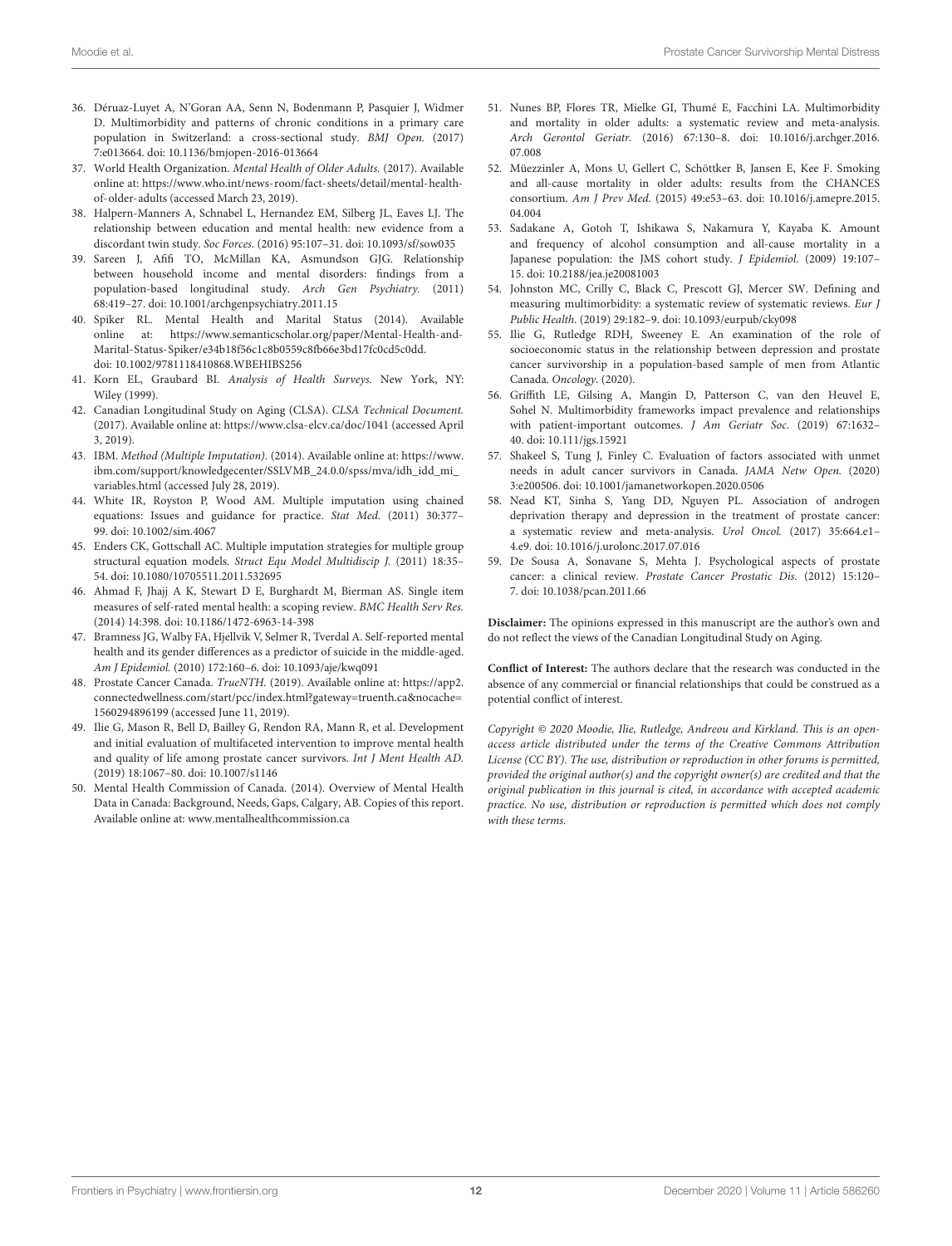36. Déruaz-Luyet A, N'Goran AA, Senn N, Bodenmann P, Pasquier J, Widmer D. Multimorbidity and patterns of chronic conditions in a primary care population in Switzerland: a cross-sectional study. *BMJ Open.* (2017) 7:e013664. doi: 10.1136/bmjopen-2016-013664
37. World Health Organization. *Mental Health of Older Adults.* (2017). Available online at: https://www.who.int/news-room/fact-sheets/detail/mental-health-of-older-adults (accessed March 23, 2019).
38. Halpern-Manners A, Schnabel L, Hernandez EM, Silberg JL, Eaves LJ. The relationship between education and mental health: new evidence from a discordant twin study. *Soc Forces.* (2016) 95:107–31. doi: 10.1093/sf/sow035
39. Sareen J, Afifi TO, McMillan KA, Asmundson GJG. Relationship between household income and mental disorders: findings from a population-based longitudinal study. *Arch Gen Psychiatry.* (2011) 68:419–27. doi: 10.1001/archgenpsychiatry.2011.15
40. Spiker RL. Mental Health and Marital Status (2014). Available online at: https://www.semanticscholar.org/paper/Mental-Health-and-Marital-Status-Spiker/e34b18f56c1c8b0559c8fb66e3bd17fc0cd5c0dd. doi: 10.1002/9781118410868.WBEHIBS256
41. Korn EL, Graubard BI. *Analysis of Health Surveys.* New York, NY: Wiley (1999).
42. Canadian Longitudinal Study on Aging (CLSA). *CLSA Technical Document.* (2017). Available online at: https://www.clsa-elcv.ca/doc/1041 (accessed April 3, 2019).
43. IBM. *Method (Multiple Imputation).* (2014). Available online at: https://www.ibm.com/support/knowledgecenter/SSLVMB_24.0.0/spss/mva/idh_idd_mi_variables.html (accessed July 28, 2019).
44. White IR, Royston P, Wood AM. Multiple imputation using chained equations: Issues and guidance for practice. *Stat Med.* (2011) 30:377–99. doi: 10.1002/sim.4067
45. Enders CK, Gottschall AC. Multiple imputation strategies for multiple group structural equation models. *Struct Equ Model Multidiscip J.* (2011) 18:35–54. doi: 10.1080/10705511.2011.532695
46. Ahmad F, Jhajj A K, Stewart D E, Burghardt M, Bierman AS. Single item measures of self-rated mental health: a scoping review. *BMC Health Serv Res.* (2014) 14:398. doi: 10.1186/1472-6963-14-398
47. Bramness JG, Walby FA, Hjellvik V, Selmer R, Tverdal A. Self-reported mental health and its gender differences as a predictor of suicide in the middle-aged. *Am J Epidemiol.* (2010) 172:160–6. doi: 10.1093/aje/kwq091
48. Prostate Cancer Canada. *TrueNTH.* (2019). Available online at: https://app2.connectedwellness.com/start/pcc/index.html?gateway=truenth.ca&nocache=1560294896199 (accessed June 11, 2019).
49. Ilie G, Mason R, Bell D, Bailey G, Rendon RA, Mann R, et al. Development and initial evaluation of multifaceted intervention to improve mental health and quality of life among prostate cancer survivors. *Int J Ment Health AD.* (2019) 18:1067–80. doi: 10.1007/s1146
50. Mental Health Commission of Canada. (2014). Overview of Mental Health Data in Canada: Background, Needs, Gaps, Calgary, AB. Copies of this report. Available online at: www.mentalhealthcommission.ca
51. Nunes BP, Flores TR, Mielke GI, Thumé E, Facchini LA. Multimorbidity and mortality in older adults: a systematic review and meta-analysis. *Arch Gerontol Geriatr.* (2016) 67:130–8. doi: 10.1016/j.archger.2016.07.008
52. Müezzinler A, Mons U, Gellert C, Schöttker B, Jansen E, Kee F. Smoking and all-cause mortality in older adults: results from the CHANCES consortium. *Am J Prev Med.* (2015) 49:e53–63. doi: 10.1016/j.amepre.2015.04.004
53. Sadakane A, Gotoh T, Ishikawa S, Nakamura Y, Kayaba K. Amount and frequency of alcohol consumption and all-cause mortality in a Japanese population: the JMS cohort study. *J Epidemiol.* (2009) 19:107–15. doi: 10.2188/jea.je20081003
54. Johnston MC, Crilly C, Black C, Prescott GJ, Mercer SW. Defining and measuring multimorbidity: a systematic review of systematic reviews. *Eur J Public Health.* (2019) 29:182–9. doi: 10.1093/eurpub/cky098
55. Ilie G, Rutledge RDH, Sweeney E. An examination of the role of socioeconomic status in the relationship between depression and prostate cancer survivorship in a population-based sample of men from Atlantic Canada. *Oncology.* (2020).
56. Griffith LE, Gilsing A, Mangin D, Patterson C, van den Heuvel E, Sohel N. Multimorbidity frameworks impact prevalence and relationships with patient-important outcomes. *J Am Geriatr Soc.* (2019) 67:1632–40. doi: 10.1111/jgs.15921
57. Shakeel S, Tung J, Finley C. Evaluation of factors associated with unmet needs in adult cancer survivors in Canada. *JAMA Netw Open.* (2020) 3:e200506. doi: 10.1001/jamanetworkopen.2020.0506
58. Nead KT, Sinha S, Yang DD, Nguyen PL. Association of androgen deprivation therapy and depression in the treatment of prostate cancer: a systematic review and meta-analysis. *Urol Oncol.* (2017) 35:664.e1–4.e9. doi: 10.1016/j.urolonc.2017.07.016
59. De Sousa A, Sonavane S, Mehta J. Psychological aspects of prostate cancer: a clinical review. *Prostate Cancer Prostatic Dis.* (2012) 15:120–7. doi: 10.1038/pcan.2011.66

**Disclaimer:** The opinions expressed in this manuscript are the author's own and do not reflect the views of the Canadian Longitudinal Study on Aging.

**Conflict of Interest:** The authors declare that the research was conducted in the absence of any commercial or financial relationships that could be construed as a potential conflict of interest.

*Copyright © 2020 Moodie, Ilie, Rutledge, Andreou and Kirkland. This is an open-access article distributed under the terms of the Creative Commons Attribution License (CC BY). The use, distribution or reproduction in other forums is permitted, provided the original author(s) and the copyright owner(s) are credited and that the original publication in this journal is cited, in accordance with accepted academic practice. No use, distribution or reproduction is permitted which does not comply with these terms.*